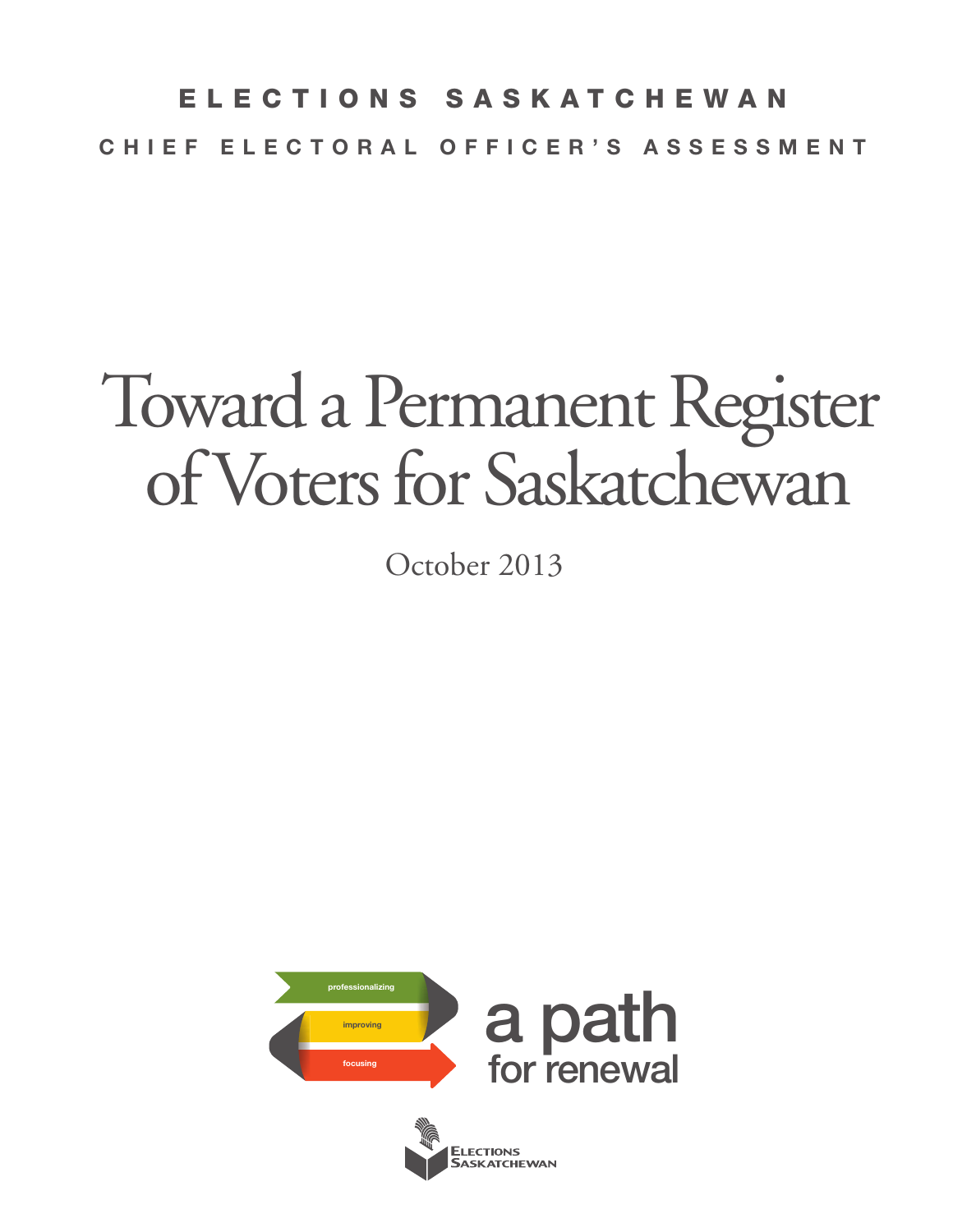ELECTIONS SASKATCHEWAN

CHIEF ELECTORAL OFFICER'S ASSESSMENT

# Toward a Permanent Register of Voters for Saskatchewan

October 2013

professionalizing

improving

focusing

a path for renewal

Elections Saskatchewan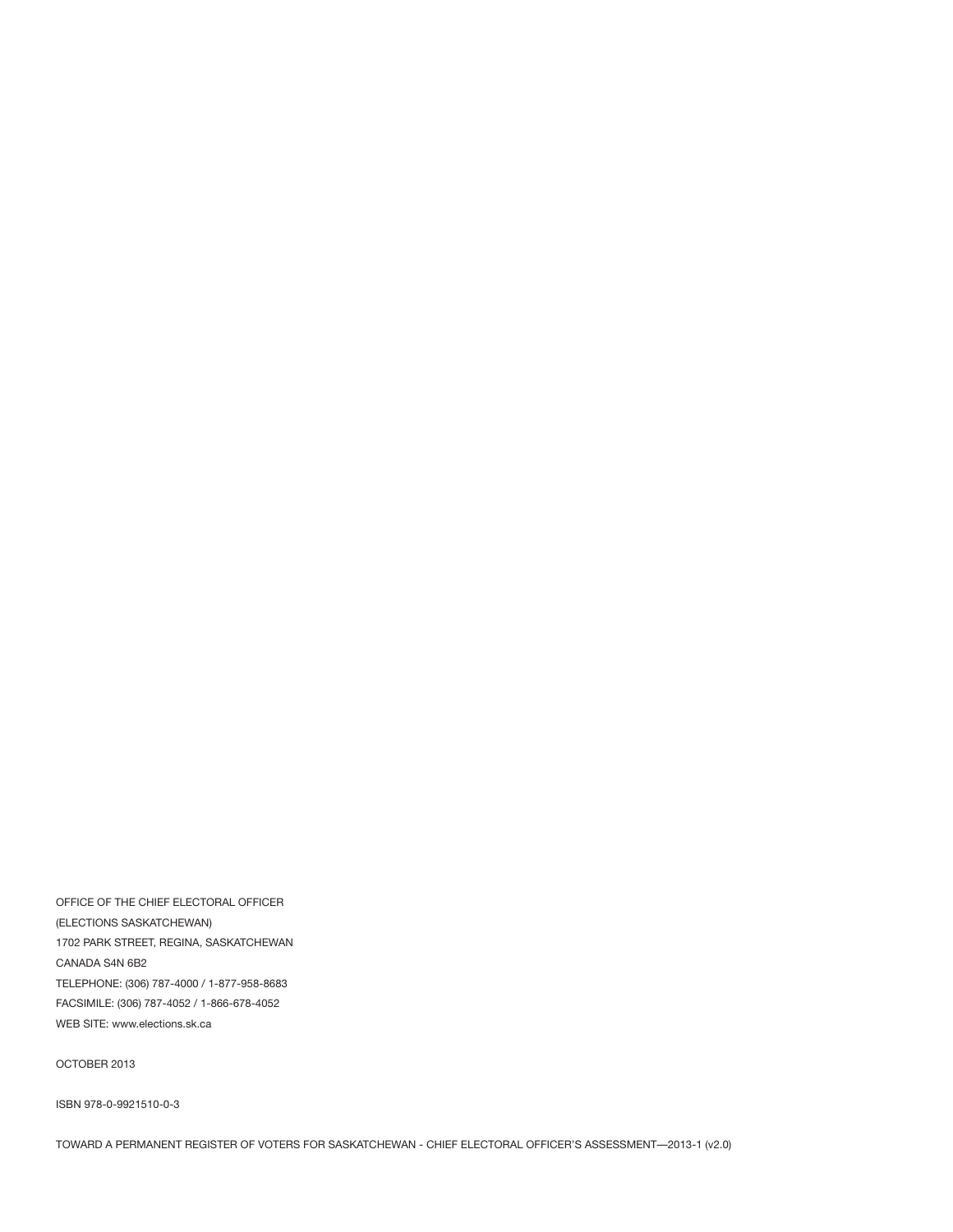OFFICE OF THE CHIEF ELECTORAL OFFICER
(ELECTIONS SASKATCHEWAN)
1702 PARK STREET, REGINA, SASKATCHEWAN
CANADA S4N 6B2
TELEPHONE: (306) 787-4000 / 1-877-958-8683
FACSIMILE: (306) 787-4052 / 1-866-678-4052
WEB SITE: www.elections.sk.ca

OCTOBER 2013

ISBN 978-0-9921510-0-3

TOWARD A PERMANENT REGISTER OF VOTERS FOR SASKATCHEWAN - CHIEF ELECTORAL OFFICER'S ASSESSMENT—2013-1 (v2.0)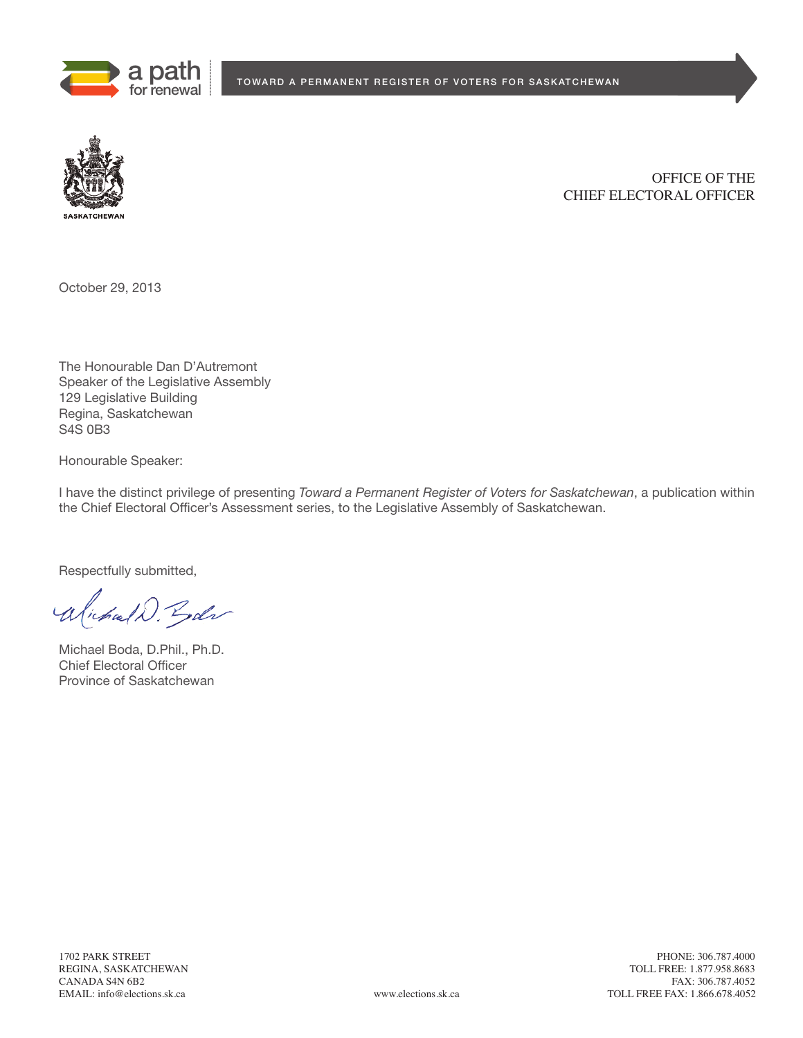OFFICE OF THE
CHIEF ELECTORAL OFFICER

October 29, 2013

The Honourable Dan D'Autremont
Speaker of the Legislative Assembly
129 Legislative Building
Regina, Saskatchewan
S4S 0B3

Honourable Speaker:

I have the distinct privilege of presenting *Toward a Permanent Register of Voters for Saskatchewan*, a publication within the Chief Electoral Officer's Assessment series, to the Legislative Assembly of Saskatchewan.

Respectfully submitted,

Michael Boda, D.Phil., Ph.D.
Chief Electoral Officer
Province of Saskatchewan

1702 PARK STREET
REGINA, SASKATCHEWAN
CANADA S4N 6B2
EMAIL: info@elections.sk.ca

www.elections.sk.ca

PHONE: 306.787.4000
TOLL FREE: 1.877.958.8683
FAX: 306.787.4052
TOLL FREE FAX: 1.866.678.4052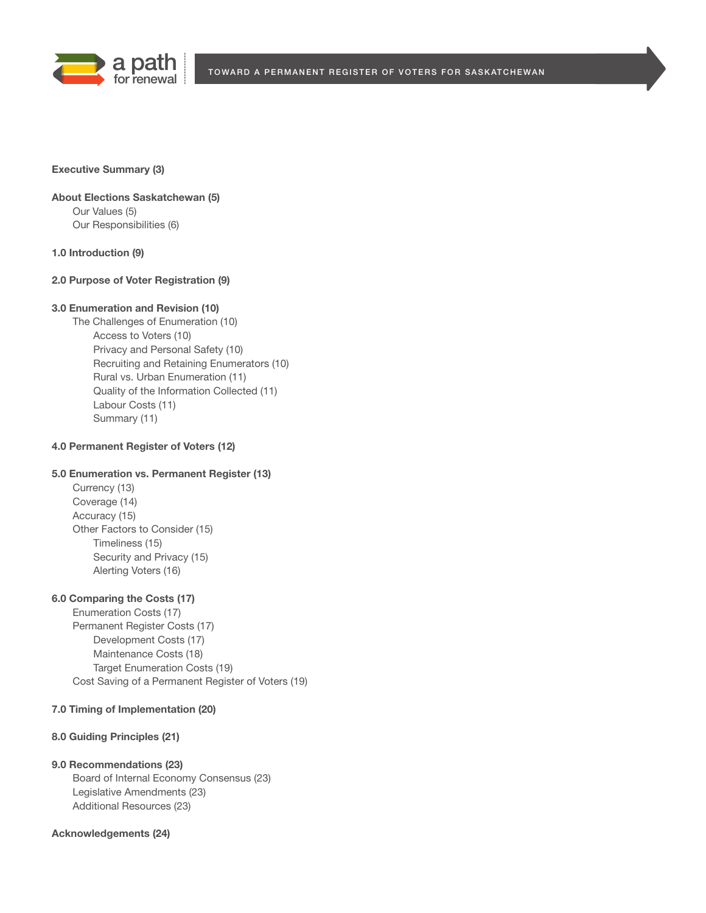**Executive Summary (3)**

**About Elections Saskatchewan (5)**
- Our Values (5)
- Our Responsibilities (6)

**1.0 Introduction (9)**

**2.0 Purpose of Voter Registration (9)**

**3.0 Enumeration and Revision (10)**
- The Challenges of Enumeration (10)
  - Access to Voters (10)
  - Privacy and Personal Safety (10)
  - Recruiting and Retaining Enumerators (10)
  - Rural vs. Urban Enumeration (11)
  - Quality of the Information Collected (11)
  - Labour Costs (11)
  - Summary (11)

**4.0 Permanent Register of Voters (12)**

**5.0 Enumeration vs. Permanent Register (13)**
- Currency (13)
- Coverage (14)
- Accuracy (15)
- Other Factors to Consider (15)
  - Timeliness (15)
  - Security and Privacy (15)
  - Alerting Voters (16)

**6.0 Comparing the Costs (17)**
- Enumeration Costs (17)
- Permanent Register Costs (17)
  - Development Costs (17)
  - Maintenance Costs (18)
  - Target Enumeration Costs (19)
- Cost Saving of a Permanent Register of Voters (19)

**7.0 Timing of Implementation (20)**

**8.0 Guiding Principles (21)**

**9.0 Recommendations (23)**
- Board of Internal Economy Consensus (23)
- Legislative Amendments (23)
- Additional Resources (23)

**Acknowledgements (24)**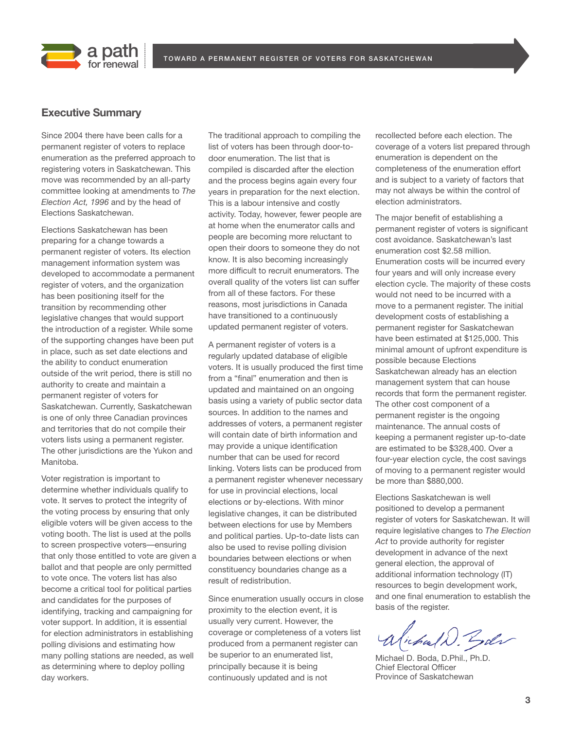## Executive Summary

Since 2004 there have been calls for a permanent register of voters to replace enumeration as the preferred approach to registering voters in Saskatchewan. This move was recommended by an all-party committee looking at amendments to *The Election Act, 1996* and by the head of Elections Saskatchewan.

Elections Saskatchewan has been preparing for a change towards a permanent register of voters. Its election management information system was developed to accommodate a permanent register of voters, and the organization has been positioning itself for the transition by recommending other legislative changes that would support the introduction of a register. While some of the supporting changes have been put in place, such as set date elections and the ability to conduct enumeration outside of the writ period, there is still no authority to create and maintain a permanent register of voters for Saskatchewan. Currently, Saskatchewan is one of only three Canadian provinces and territories that do not compile their voters lists using a permanent register. The other jurisdictions are the Yukon and Manitoba.

Voter registration is important to determine whether individuals qualify to vote. It serves to protect the integrity of the voting process by ensuring that only eligible voters will be given access to the voting booth. The list is used at the polls to screen prospective voters—ensuring that only those entitled to vote are given a ballot and that people are only permitted to vote once. The voters list has also become a critical tool for political parties and candidates for the purposes of identifying, tracking and campaigning for voter support. In addition, it is essential for election administrators in establishing polling divisions and estimating how many polling stations are needed, as well as determining where to deploy polling day workers.

The traditional approach to compiling the list of voters has been through door-to-door enumeration. The list that is compiled is discarded after the election and the process begins again every four years in preparation for the next election. This is a labour intensive and costly activity. Today, however, fewer people are at home when the enumerator calls and people are becoming more reluctant to open their doors to someone they do not know. It is also becoming increasingly more difficult to recruit enumerators. The overall quality of the voters list can suffer from all of these factors. For these reasons, most jurisdictions in Canada have transitioned to a continuously updated permanent register of voters.

A permanent register of voters is a regularly updated database of eligible voters. It is usually produced the first time from a "final" enumeration and then is updated and maintained on an ongoing basis using a variety of public sector data sources. In addition to the names and addresses of voters, a permanent register will contain date of birth information and may provide a unique identification number that can be used for record linking. Voters lists can be produced from a permanent register whenever necessary for use in provincial elections, local elections or by-elections. With minor legislative changes, it can be distributed between elections for use by Members and political parties. Up-to-date lists can also be used to revise polling division boundaries between elections or when constituency boundaries change as a result of redistribution.

Since enumeration usually occurs in close proximity to the election event, it is usually very current. However, the coverage or completeness of a voters list produced from a permanent register can be superior to an enumerated list, principally because it is being continuously updated and is not recollected before each election. The coverage of a voters list prepared through enumeration is dependent on the completeness of the enumeration effort and is subject to a variety of factors that may not always be within the control of election administrators.

The major benefit of establishing a permanent register of voters is significant cost avoidance. Saskatchewan's last enumeration cost $2.58 million. Enumeration costs will be incurred every four years and will only increase every election cycle. The majority of these costs would not need to be incurred with a move to a permanent register. The initial development costs of establishing a permanent register for Saskatchewan have been estimated at $125,000. This minimal amount of upfront expenditure is possible because Elections Saskatchewan already has an election management system that can house records that form the permanent register. The other cost component of a permanent register is the ongoing maintenance. The annual costs of keeping a permanent register up-to-date are estimated to be $328,400. Over a four-year election cycle, the cost savings of moving to a permanent register would be more than $880,000.

Elections Saskatchewan is well positioned to develop a permanent register of voters for Saskatchewan. It will require legislative changes to *The Election Act* to provide authority for register development in advance of the next general election, the approval of additional information technology (IT) resources to begin development work, and one final enumeration to establish the basis of the register.

Michael D. Boda, D.Phil., Ph.D.
Chief Electoral Officer
Province of Saskatchewan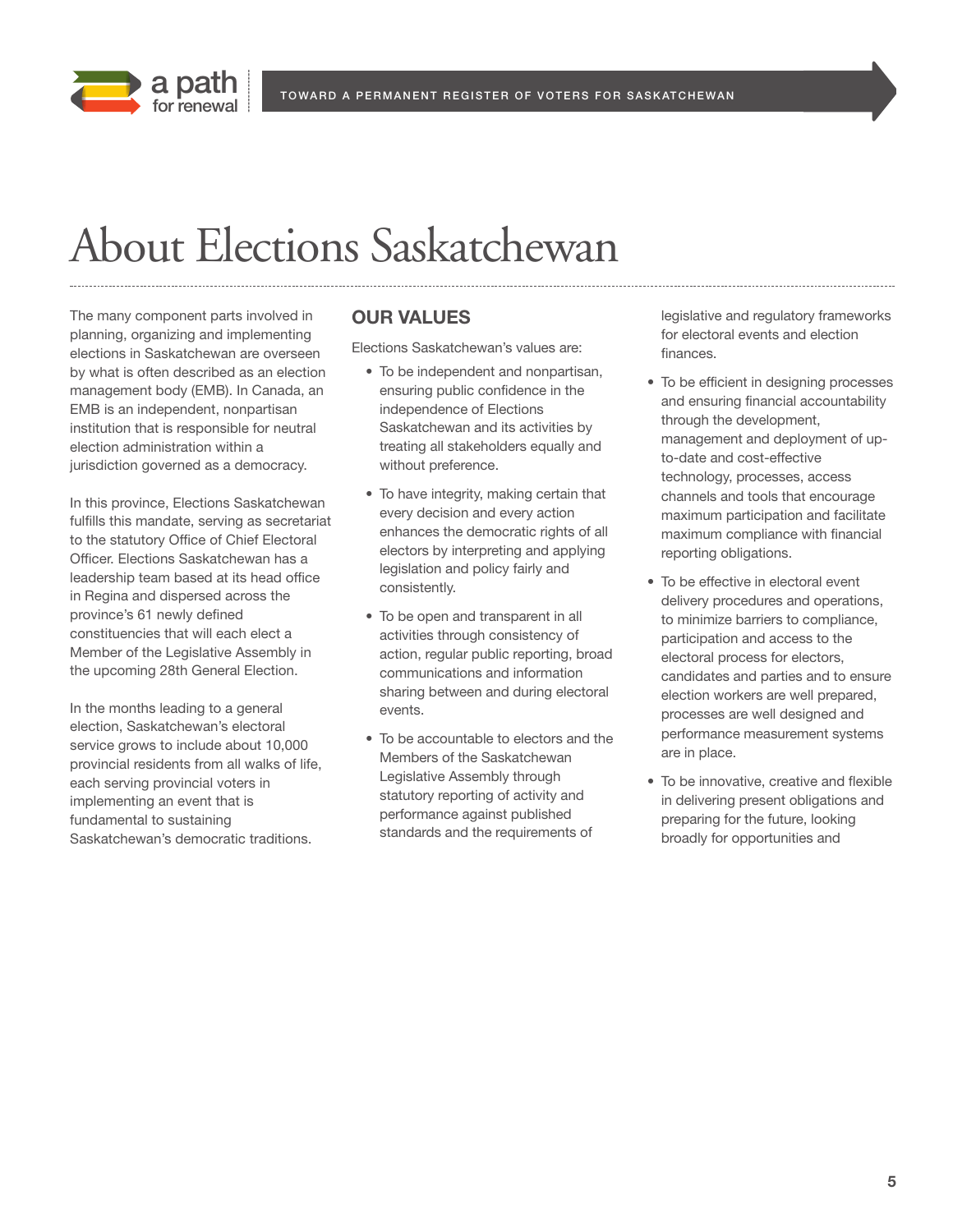# About Elections Saskatchewan

The many component parts involved in planning, organizing and implementing elections in Saskatchewan are overseen by what is often described as an election management body (EMB). In Canada, an EMB is an independent, nonpartisan institution that is responsible for neutral election administration within a jurisdiction governed as a democracy.

In this province, Elections Saskatchewan fulfills this mandate, serving as secretariat to the statutory Office of Chief Electoral Officer. Elections Saskatchewan has a leadership team based at its head office in Regina and dispersed across the province's 61 newly defined constituencies that will each elect a Member of the Legislative Assembly in the upcoming 28th General Election.

In the months leading to a general election, Saskatchewan's electoral service grows to include about 10,000 provincial residents from all walks of life, each serving provincial voters in implementing an event that is fundamental to sustaining Saskatchewan's democratic traditions.

## OUR VALUES

Elections Saskatchewan's values are:

- To be independent and nonpartisan, ensuring public confidence in the independence of Elections Saskatchewan and its activities by treating all stakeholders equally and without preference.
- To have integrity, making certain that every decision and every action enhances the democratic rights of all electors by interpreting and applying legislation and policy fairly and consistently.
- To be open and transparent in all activities through consistency of action, regular public reporting, broad communications and information sharing between and during electoral events.
- To be accountable to electors and the Members of the Saskatchewan Legislative Assembly through statutory reporting of activity and performance against published standards and the requirements of legislative and regulatory frameworks for electoral events and election finances.
- To be efficient in designing processes and ensuring financial accountability through the development, management and deployment of up-to-date and cost-effective technology, processes, access channels and tools that encourage maximum participation and facilitate maximum compliance with financial reporting obligations.
- To be effective in electoral event delivery procedures and operations, to minimize barriers to compliance, participation and access to the electoral process for electors, candidates and parties and to ensure election workers are well prepared, processes are well designed and performance measurement systems are in place.
- To be innovative, creative and flexible in delivering present obligations and preparing for the future, looking broadly for opportunities and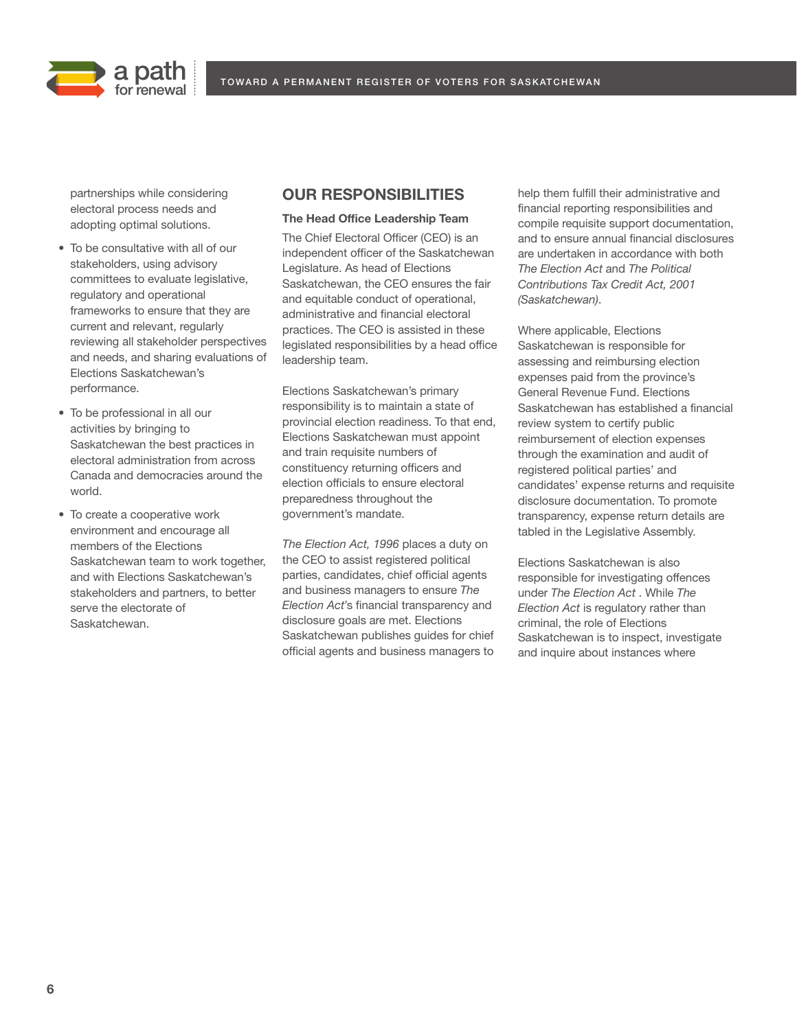partnerships while considering electoral process needs and adopting optimal solutions.

- To be consultative with all of our stakeholders, using advisory committees to evaluate legislative, regulatory and operational frameworks to ensure that they are current and relevant, regularly reviewing all stakeholder perspectives and needs, and sharing evaluations of Elections Saskatchewan's performance.
- To be professional in all our activities by bringing to Saskatchewan the best practices in electoral administration from across Canada and democracies around the world.
- To create a cooperative work environment and encourage all members of the Elections Saskatchewan team to work together, and with Elections Saskatchewan's stakeholders and partners, to better serve the electorate of Saskatchewan.

## OUR RESPONSIBILITIES

### The Head Office Leadership Team

The Chief Electoral Officer (CEO) is an independent officer of the Saskatchewan Legislature. As head of Elections Saskatchewan, the CEO ensures the fair and equitable conduct of operational, administrative and financial electoral practices. The CEO is assisted in these legislated responsibilities by a head office leadership team.

Elections Saskatchewan's primary responsibility is to maintain a state of provincial election readiness. To that end, Elections Saskatchewan must appoint and train requisite numbers of constituency returning officers and election officials to ensure electoral preparedness throughout the government's mandate.

*The Election Act, 1996* places a duty on the CEO to assist registered political parties, candidates, chief official agents and business managers to ensure *The Election Act*'s financial transparency and disclosure goals are met. Elections Saskatchewan publishes guides for chief official agents and business managers to help them fulfill their administrative and financial reporting responsibilities and compile requisite support documentation, and to ensure annual financial disclosures are undertaken in accordance with both *The Election Act* and *The Political Contributions Tax Credit Act, 2001 (Saskatchewan)*.

Where applicable, Elections Saskatchewan is responsible for assessing and reimbursing election expenses paid from the province's General Revenue Fund. Elections Saskatchewan has established a financial review system to certify public reimbursement of election expenses through the examination and audit of registered political parties' and candidates' expense returns and requisite disclosure documentation. To promote transparency, expense return details are tabled in the Legislative Assembly.

Elections Saskatchewan is also responsible for investigating offences under *The Election Act* . While *The Election Act* is regulatory rather than criminal, the role of Elections Saskatchewan is to inspect, investigate and inquire about instances where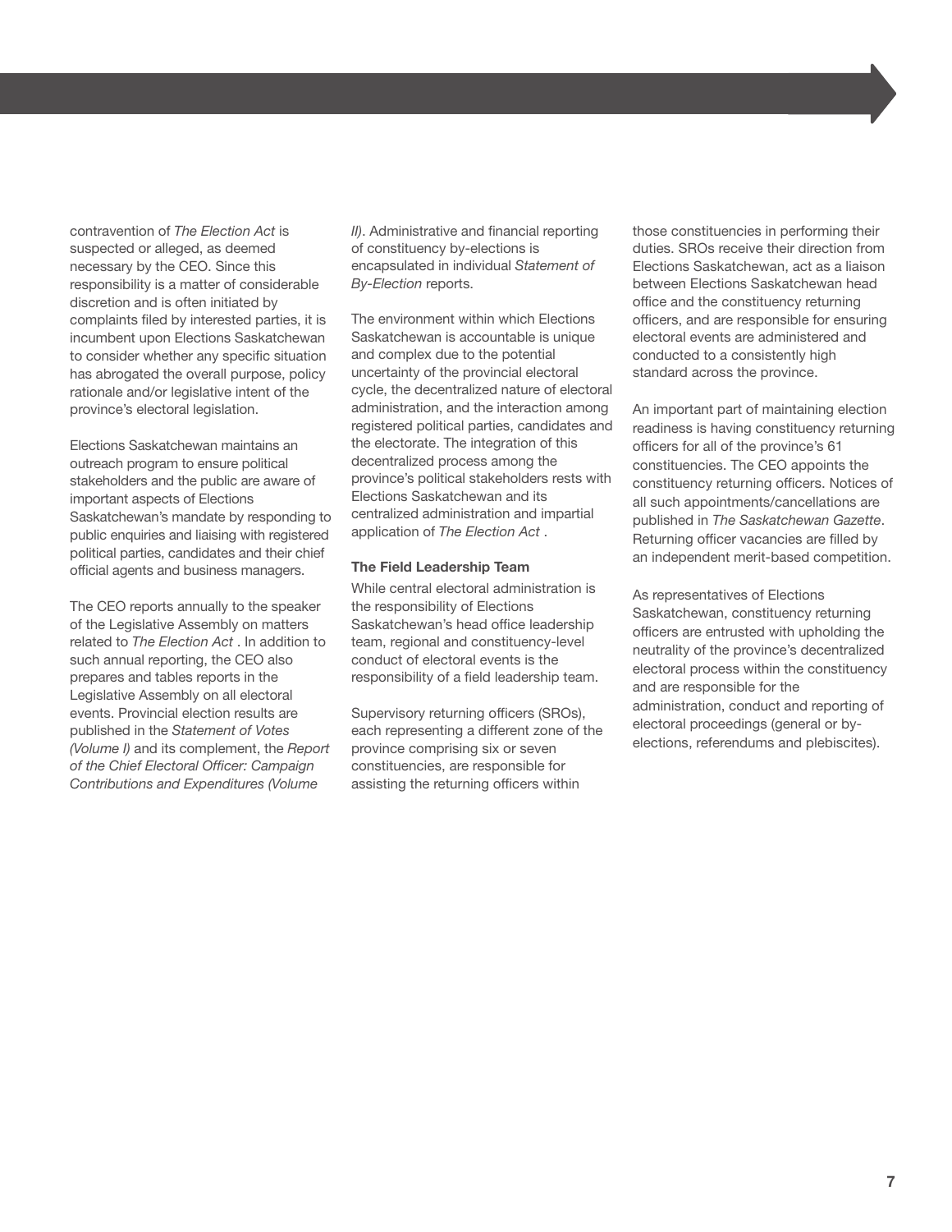contravention of *The Election Act* is suspected or alleged, as deemed necessary by the CEO. Since this responsibility is a matter of considerable discretion and is often initiated by complaints filed by interested parties, it is incumbent upon Elections Saskatchewan to consider whether any specific situation has abrogated the overall purpose, policy rationale and/or legislative intent of the province's electoral legislation.

Elections Saskatchewan maintains an outreach program to ensure political stakeholders and the public are aware of important aspects of Elections Saskatchewan's mandate by responding to public enquiries and liaising with registered political parties, candidates and their chief official agents and business managers.

The CEO reports annually to the speaker of the Legislative Assembly on matters related to *The Election Act* . In addition to such annual reporting, the CEO also prepares and tables reports in the Legislative Assembly on all electoral events. Provincial election results are published in the *Statement of Votes (Volume I)* and its complement, the *Report of the Chief Electoral Officer: Campaign Contributions and Expenditures (Volume II)*. Administrative and financial reporting of constituency by-elections is encapsulated in individual *Statement of By-Election* reports.

The environment within which Elections Saskatchewan is accountable is unique and complex due to the potential uncertainty of the provincial electoral cycle, the decentralized nature of electoral administration, and the interaction among registered political parties, candidates and the electorate. The integration of this decentralized process among the province's political stakeholders rests with Elections Saskatchewan and its centralized administration and impartial application of *The Election Act* .

**The Field Leadership Team**

While central electoral administration is the responsibility of Elections Saskatchewan's head office leadership team, regional and constituency-level conduct of electoral events is the responsibility of a field leadership team.

Supervisory returning officers (SROs), each representing a different zone of the province comprising six or seven constituencies, are responsible for assisting the returning officers within those constituencies in performing their duties. SROs receive their direction from Elections Saskatchewan, act as a liaison between Elections Saskatchewan head office and the constituency returning officers, and are responsible for ensuring electoral events are administered and conducted to a consistently high standard across the province.

An important part of maintaining election readiness is having constituency returning officers for all of the province's 61 constituencies. The CEO appoints the constituency returning officers. Notices of all such appointments/cancellations are published in *The Saskatchewan Gazette*. Returning officer vacancies are filled by an independent merit-based competition.

As representatives of Elections Saskatchewan, constituency returning officers are entrusted with upholding the neutrality of the province's decentralized electoral process within the constituency and are responsible for the administration, conduct and reporting of electoral proceedings (general or by-elections, referendums and plebiscites).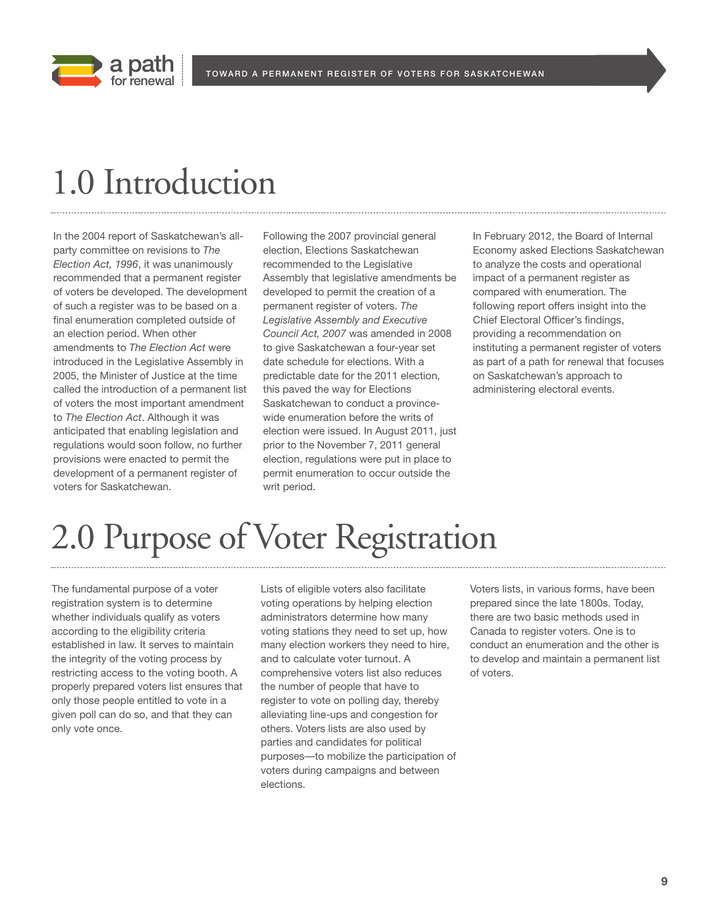# 1.0 Introduction

In the 2004 report of Saskatchewan's all-party committee on revisions to *The Election Act, 1996*, it was unanimously recommended that a permanent register of voters be developed. The development of such a register was to be based on a final enumeration completed outside of an election period. When other amendments to *The Election Act* were introduced in the Legislative Assembly in 2005, the Minister of Justice at the time called the introduction of a permanent list of voters the most important amendment to *The Election Act*. Although it was anticipated that enabling legislation and regulations would soon follow, no further provisions were enacted to permit the development of a permanent register of voters for Saskatchewan.

Following the 2007 provincial general election, Elections Saskatchewan recommended to the Legislative Assembly that legislative amendments be developed to permit the creation of a permanent register of voters. *The Legislative Assembly and Executive Council Act, 2007* was amended in 2008 to give Saskatchewan a four-year set date schedule for elections. With a predictable date for the 2011 election, this paved the way for Elections Saskatchewan to conduct a province-wide enumeration before the writs of election were issued. In August 2011, just prior to the November 7, 2011 general election, regulations were put in place to permit enumeration to occur outside the writ period.

In February 2012, the Board of Internal Economy asked Elections Saskatchewan to analyze the costs and operational impact of a permanent register as compared with enumeration. The following report offers insight into the Chief Electoral Officer's findings, providing a recommendation on instituting a permanent register of voters as part of a path for renewal that focuses on Saskatchewan's approach to administering electoral events.

# 2.0 Purpose of Voter Registration

The fundamental purpose of a voter registration system is to determine whether individuals qualify as voters according to the eligibility criteria established in law. It serves to maintain the integrity of the voting process by restricting access to the voting booth. A properly prepared voters list ensures that only those people entitled to vote in a given poll can do so, and that they can only vote once.

Lists of eligible voters also facilitate voting operations by helping election administrators determine how many voting stations they need to set up, how many election workers they need to hire, and to calculate voter turnout. A comprehensive voters list also reduces the number of people that have to register to vote on polling day, thereby alleviating line-ups and congestion for others. Voters lists are also used by parties and candidates for political purposes—to mobilize the participation of voters during campaigns and between elections.

Voters lists, in various forms, have been prepared since the late 1800s. Today, there are two basic methods used in Canada to register voters. One is to conduct an enumeration and the other is to develop and maintain a permanent list of voters.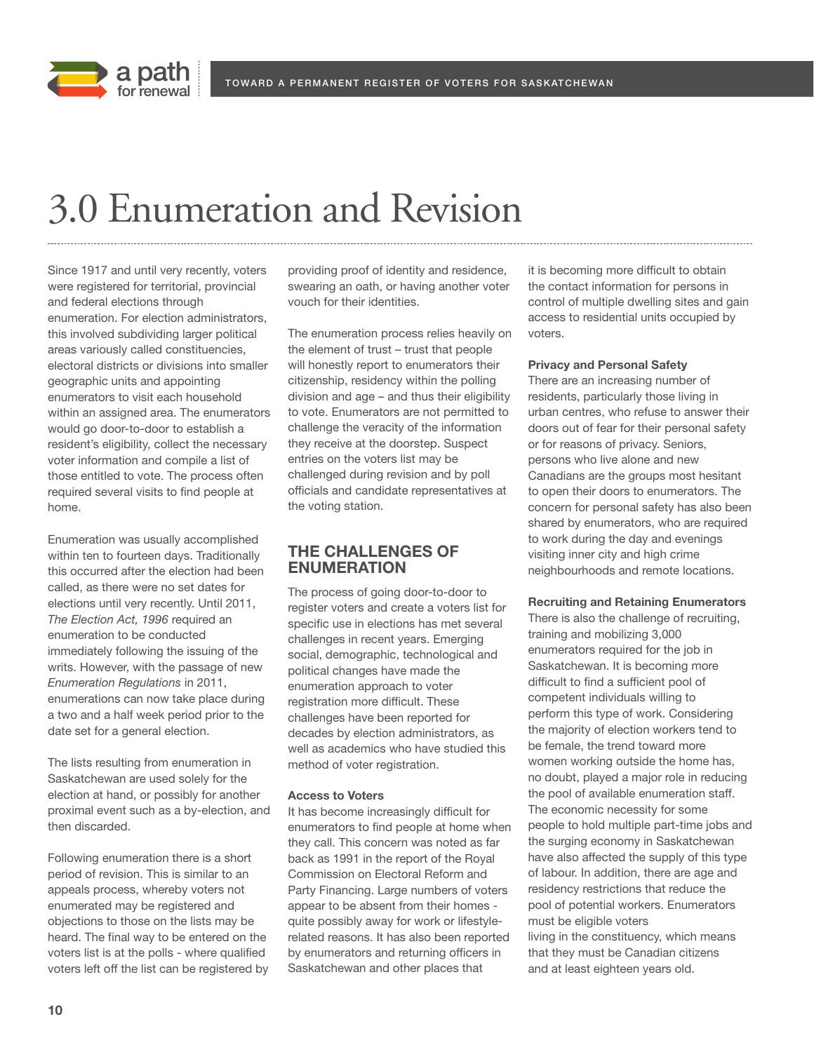# 3.0 Enumeration and Revision

Since 1917 and until very recently, voters were registered for territorial, provincial and federal elections through enumeration. For election administrators, this involved subdividing larger political areas variously called constituencies, electoral districts or divisions into smaller geographic units and appointing enumerators to visit each household within an assigned area. The enumerators would go door-to-door to establish a resident's eligibility, collect the necessary voter information and compile a list of those entitled to vote. The process often required several visits to find people at home.

Enumeration was usually accomplished within ten to fourteen days. Traditionally this occurred after the election had been called, as there were no set dates for elections until very recently. Until 2011, *The Election Act, 1996* required an enumeration to be conducted immediately following the issuing of the writs. However, with the passage of new *Enumeration Regulations* in 2011, enumerations can now take place during a two and a half week period prior to the date set for a general election.

The lists resulting from enumeration in Saskatchewan are used solely for the election at hand, or possibly for another proximal event such as a by-election, and then discarded.

Following enumeration there is a short period of revision. This is similar to an appeals process, whereby voters not enumerated may be registered and objections to those on the lists may be heard. The final way to be entered on the voters list is at the polls - where qualified voters left off the list can be registered by providing proof of identity and residence, swearing an oath, or having another voter vouch for their identities.

The enumeration process relies heavily on the element of trust – trust that people will honestly report to enumerators their citizenship, residency within the polling division and age – and thus their eligibility to vote. Enumerators are not permitted to challenge the veracity of the information they receive at the doorstep. Suspect entries on the voters list may be challenged during revision and by poll officials and candidate representatives at the voting station.

## THE CHALLENGES OF ENUMERATION

The process of going door-to-door to register voters and create a voters list for specific use in elections has met several challenges in recent years. Emerging social, demographic, technological and political changes have made the enumeration approach to voter registration more difficult. These challenges have been reported for decades by election administrators, as well as academics who have studied this method of voter registration.

### Access to Voters

It has become increasingly difficult for enumerators to find people at home when they call. This concern was noted as far back as 1991 in the report of the Royal Commission on Electoral Reform and Party Financing. Large numbers of voters appear to be absent from their homes - quite possibly away for work or lifestyle-related reasons. It has also been reported by enumerators and returning officers in Saskatchewan and other places that it is becoming more difficult to obtain the contact information for persons in control of multiple dwelling sites and gain access to residential units occupied by voters.

### Privacy and Personal Safety

There are an increasing number of residents, particularly those living in urban centres, who refuse to answer their doors out of fear for their personal safety or for reasons of privacy. Seniors, persons who live alone and new Canadians are the groups most hesitant to open their doors to enumerators. The concern for personal safety has also been shared by enumerators, who are required to work during the day and evenings visiting inner city and high crime neighbourhoods and remote locations.

### Recruiting and Retaining Enumerators

There is also the challenge of recruiting, training and mobilizing 3,000 enumerators required for the job in Saskatchewan. It is becoming more difficult to find a sufficient pool of competent individuals willing to perform this type of work. Considering the majority of election workers tend to be female, the trend toward more women working outside the home has, no doubt, played a major role in reducing the pool of available enumeration staff. The economic necessity for some people to hold multiple part-time jobs and the surging economy in Saskatchewan have also affected the supply of this type of labour. In addition, there are age and residency restrictions that reduce the pool of potential workers. Enumerators must be eligible voters living in the constituency, which means that they must be Canadian citizens and at least eighteen years old.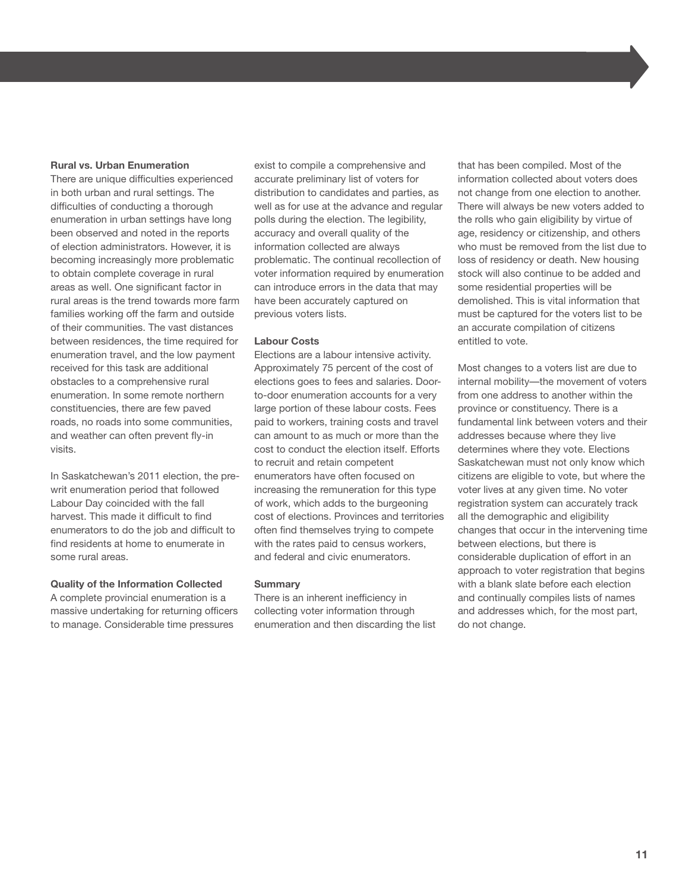### Rural vs. Urban Enumeration

There are unique difficulties experienced in both urban and rural settings. The difficulties of conducting a thorough enumeration in urban settings have long been observed and noted in the reports of election administrators. However, it is becoming increasingly more problematic to obtain complete coverage in rural areas as well. One significant factor in rural areas is the trend towards more farm families working off the farm and outside of their communities. The vast distances between residences, the time required for enumeration travel, and the low payment received for this task are additional obstacles to a comprehensive rural enumeration. In some remote northern constituencies, there are few paved roads, no roads into some communities, and weather can often prevent fly-in visits.

In Saskatchewan's 2011 election, the pre-writ enumeration period that followed Labour Day coincided with the fall harvest. This made it difficult to find enumerators to do the job and difficult to find residents at home to enumerate in some rural areas.

### Quality of the Information Collected

A complete provincial enumeration is a massive undertaking for returning officers to manage. Considerable time pressures exist to compile a comprehensive and accurate preliminary list of voters for distribution to candidates and parties, as well as for use at the advance and regular polls during the election. The legibility, accuracy and overall quality of the information collected are always problematic. The continual recollection of voter information required by enumeration can introduce errors in the data that may have been accurately captured on previous voters lists.

### Labour Costs

Elections are a labour intensive activity. Approximately 75 percent of the cost of elections goes to fees and salaries. Door-to-door enumeration accounts for a very large portion of these labour costs. Fees paid to workers, training costs and travel can amount to as much or more than the cost to conduct the election itself. Efforts to recruit and retain competent enumerators have often focused on increasing the remuneration for this type of work, which adds to the burgeoning cost of elections. Provinces and territories often find themselves trying to compete with the rates paid to census workers, and federal and civic enumerators.

### Summary

There is an inherent inefficiency in collecting voter information through enumeration and then discarding the list that has been compiled. Most of the information collected about voters does not change from one election to another. There will always be new voters added to the rolls who gain eligibility by virtue of age, residency or citizenship, and others who must be removed from the list due to loss of residency or death. New housing stock will also continue to be added and some residential properties will be demolished. This is vital information that must be captured for the voters list to be an accurate compilation of citizens entitled to vote.

Most changes to a voters list are due to internal mobility—the movement of voters from one address to another within the province or constituency. There is a fundamental link between voters and their addresses because where they live determines where they vote. Elections Saskatchewan must not only know which citizens are eligible to vote, but where the voter lives at any given time. No voter registration system can accurately track all the demographic and eligibility changes that occur in the intervening time between elections, but there is considerable duplication of effort in an approach to voter registration that begins with a blank slate before each election and continually compiles lists of names and addresses which, for the most part, do not change.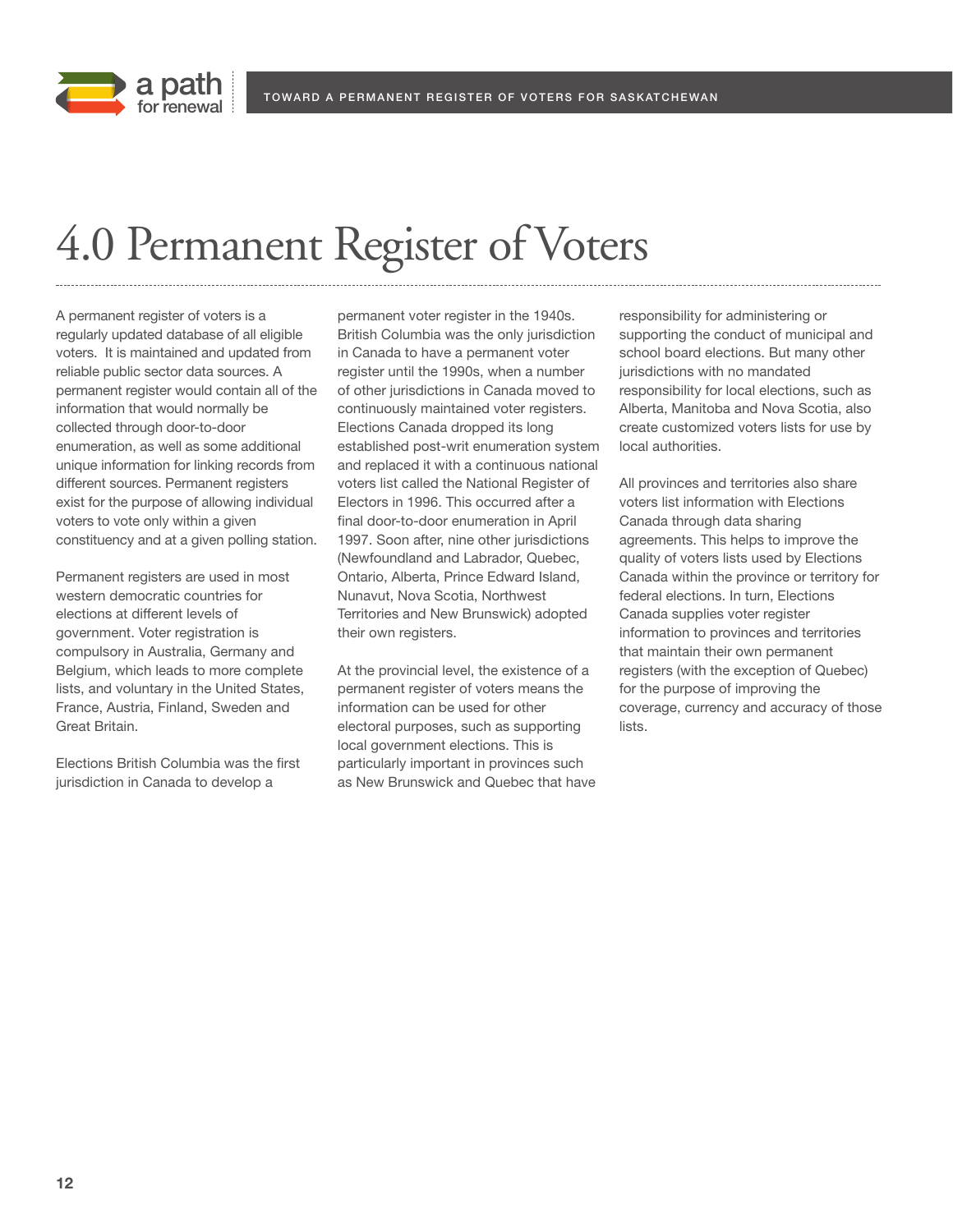# 4.0 Permanent Register of Voters

A permanent register of voters is a regularly updated database of all eligible voters. It is maintained and updated from reliable public sector data sources. A permanent register would contain all of the information that would normally be collected through door-to-door enumeration, as well as some additional unique information for linking records from different sources. Permanent registers exist for the purpose of allowing individual voters to vote only within a given constituency and at a given polling station.

Permanent registers are used in most western democratic countries for elections at different levels of government. Voter registration is compulsory in Australia, Germany and Belgium, which leads to more complete lists, and voluntary in the United States, France, Austria, Finland, Sweden and Great Britain.

Elections British Columbia was the first jurisdiction in Canada to develop a permanent voter register in the 1940s. British Columbia was the only jurisdiction in Canada to have a permanent voter register until the 1990s, when a number of other jurisdictions in Canada moved to continuously maintained voter registers. Elections Canada dropped its long established post-writ enumeration system and replaced it with a continuous national voters list called the National Register of Electors in 1996. This occurred after a final door-to-door enumeration in April 1997. Soon after, nine other jurisdictions (Newfoundland and Labrador, Quebec, Ontario, Alberta, Prince Edward Island, Nunavut, Nova Scotia, Northwest Territories and New Brunswick) adopted their own registers.

At the provincial level, the existence of a permanent register of voters means the information can be used for other electoral purposes, such as supporting local government elections. This is particularly important in provinces such as New Brunswick and Quebec that have responsibility for administering or supporting the conduct of municipal and school board elections. But many other jurisdictions with no mandated responsibility for local elections, such as Alberta, Manitoba and Nova Scotia, also create customized voters lists for use by local authorities.

All provinces and territories also share voters list information with Elections Canada through data sharing agreements. This helps to improve the quality of voters lists used by Elections Canada within the province or territory for federal elections. In turn, Elections Canada supplies voter register information to provinces and territories that maintain their own permanent registers (with the exception of Quebec) for the purpose of improving the coverage, currency and accuracy of those lists.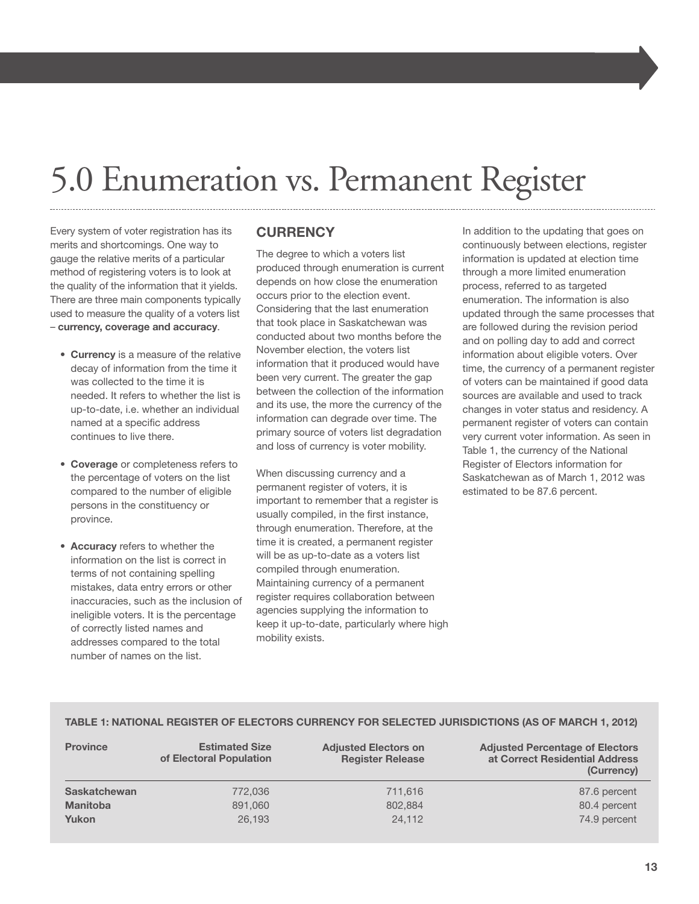# 5.0 Enumeration vs. Permanent Register

Every system of voter registration has its merits and shortcomings. One way to gauge the relative merits of a particular method of registering voters is to look at the quality of the information that it yields. There are three main components typically used to measure the quality of a voters list – **currency, coverage and accuracy**.

- **Currency** is a measure of the relative decay of information from the time it was collected to the time it is needed. It refers to whether the list is up-to-date, i.e. whether an individual named at a specific address continues to live there.
- **Coverage** or completeness refers to the percentage of voters on the list compared to the number of eligible persons in the constituency or province.
- **Accuracy** refers to whether the information on the list is correct in terms of not containing spelling mistakes, data entry errors or other inaccuracies, such as the inclusion of ineligible voters. It is the percentage of correctly listed names and addresses compared to the total number of names on the list.

## CURRENCY

The degree to which a voters list produced through enumeration is current depends on how close the enumeration occurs prior to the election event. Considering that the last enumeration that took place in Saskatchewan was conducted about two months before the November election, the voters list information that it produced would have been very current. The greater the gap between the collection of the information and its use, the more the currency of the information can degrade over time. The primary source of voters list degradation and loss of currency is voter mobility.

When discussing currency and a permanent register of voters, it is important to remember that a register is usually compiled, in the first instance, through enumeration. Therefore, at the time it is created, a permanent register will be as up-to-date as a voters list compiled through enumeration. Maintaining currency of a permanent register requires collaboration between agencies supplying the information to keep it up-to-date, particularly where high mobility exists.

In addition to the updating that goes on continuously between elections, register information is updated at election time through a more limited enumeration process, referred to as targeted enumeration. The information is also updated through the same processes that are followed during the revision period and on polling day to add and correct information about eligible voters. Over time, the currency of a permanent register of voters can be maintained if good data sources are available and used to track changes in voter status and residency. A permanent register of voters can contain very current voter information. As seen in Table 1, the currency of the National Register of Electors information for Saskatchewan as of March 1, 2012 was estimated to be 87.6 percent.

**TABLE 1: NATIONAL REGISTER OF ELECTORS CURRENCY FOR SELECTED JURISDICTIONS (AS OF MARCH 1, 2012)**

| Province | Estimated Size of Electoral Population | Adjusted Electors on Register Release | Adjusted Percentage of Electors at Correct Residential Address (Currency) |
|---|---|---|---|
| **Saskatchewan** | 772,036 | 711,616 | 87.6 percent |
| **Manitoba** | 891,060 | 802,884 | 80.4 percent |
| **Yukon** | 26,193 | 24,112 | 74.9 percent |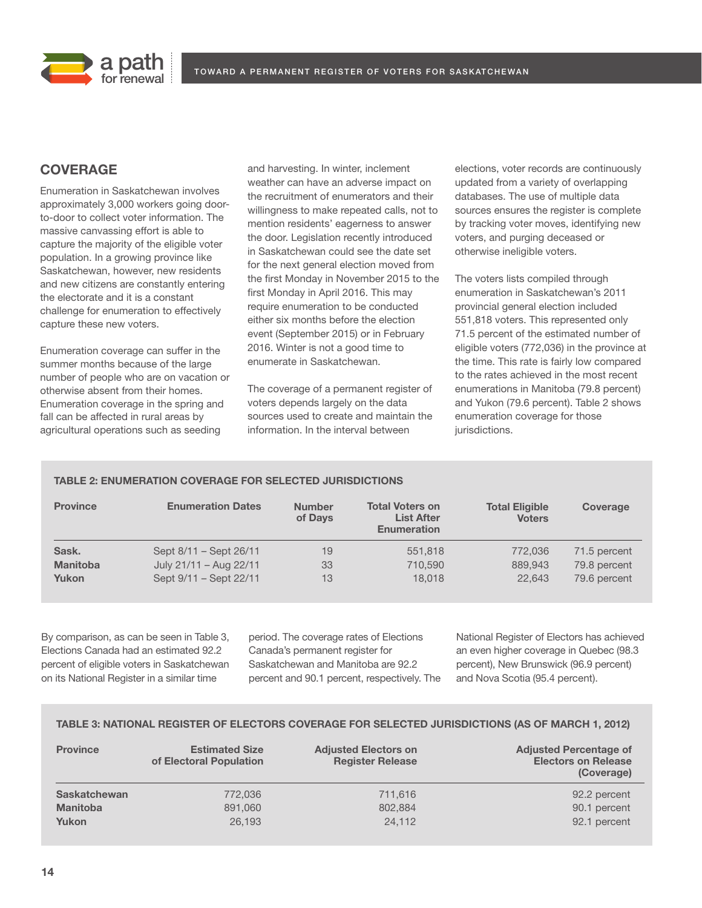## COVERAGE

Enumeration in Saskatchewan involves approximately 3,000 workers going door-to-door to collect voter information. The massive canvassing effort is able to capture the majority of the eligible voter population. In a growing province like Saskatchewan, however, new residents and new citizens are constantly entering the electorate and it is a constant challenge for enumeration to effectively capture these new voters.

Enumeration coverage can suffer in the summer months because of the large number of people who are on vacation or otherwise absent from their homes. Enumeration coverage in the spring and fall can be affected in rural areas by agricultural operations such as seeding and harvesting. In winter, inclement weather can have an adverse impact on the recruitment of enumerators and their willingness to make repeated calls, not to mention residents' eagerness to answer the door. Legislation recently introduced in Saskatchewan could see the date set for the next general election moved from the first Monday in November 2015 to the first Monday in April 2016. This may require enumeration to be conducted either six months before the election event (September 2015) or in February 2016. Winter is not a good time to enumerate in Saskatchewan.

The coverage of a permanent register of voters depends largely on the data sources used to create and maintain the information. In the interval between elections, voter records are continuously updated from a variety of overlapping databases. The use of multiple data sources ensures the register is complete by tracking voter moves, identifying new voters, and purging deceased or otherwise ineligible voters.

The voters lists compiled through enumeration in Saskatchewan's 2011 provincial general election included 551,818 voters. This represented only 71.5 percent of the estimated number of eligible voters (772,036) in the province at the time. This rate is fairly low compared to the rates achieved in the most recent enumerations in Manitoba (79.8 percent) and Yukon (79.6 percent). Table 2 shows enumeration coverage for those jurisdictions.

**TABLE 2: ENUMERATION COVERAGE FOR SELECTED JURISDICTIONS**

| Province | Enumeration Dates | Number of Days | Total Voters on List After Enumeration | Total Eligible Voters | Coverage |
|---|---|---|---|---|---|
| **Sask.** | Sept 8/11 – Sept 26/11 | 19 | 551,818 | 772,036 | 71.5 percent |
| **Manitoba** | July 21/11 – Aug 22/11 | 33 | 710,590 | 889,943 | 79.8 percent |
| **Yukon** | Sept 9/11 – Sept 22/11 | 13 | 18,018 | 22,643 | 79.6 percent |

By comparison, as can be seen in Table 3, Elections Canada had an estimated 92.2 percent of eligible voters in Saskatchewan on its National Register in a similar time period. The coverage rates of Elections Canada's permanent register for Saskatchewan and Manitoba are 92.2 percent and 90.1 percent, respectively. The National Register of Electors has achieved an even higher coverage in Quebec (98.3 percent), New Brunswick (96.9 percent) and Nova Scotia (95.4 percent).

**TABLE 3: NATIONAL REGISTER OF ELECTORS COVERAGE FOR SELECTED JURISDICTIONS (AS OF MARCH 1, 2012)**

| Province | Estimated Size of Electoral Population | Adjusted Electors on Register Release | Adjusted Percentage of Electors on Release (Coverage) |
|---|---|---|---|
| **Saskatchewan** | 772,036 | 711,616 | 92.2 percent |
| **Manitoba** | 891,060 | 802,884 | 90.1 percent |
| **Yukon** | 26,193 | 24,112 | 92.1 percent |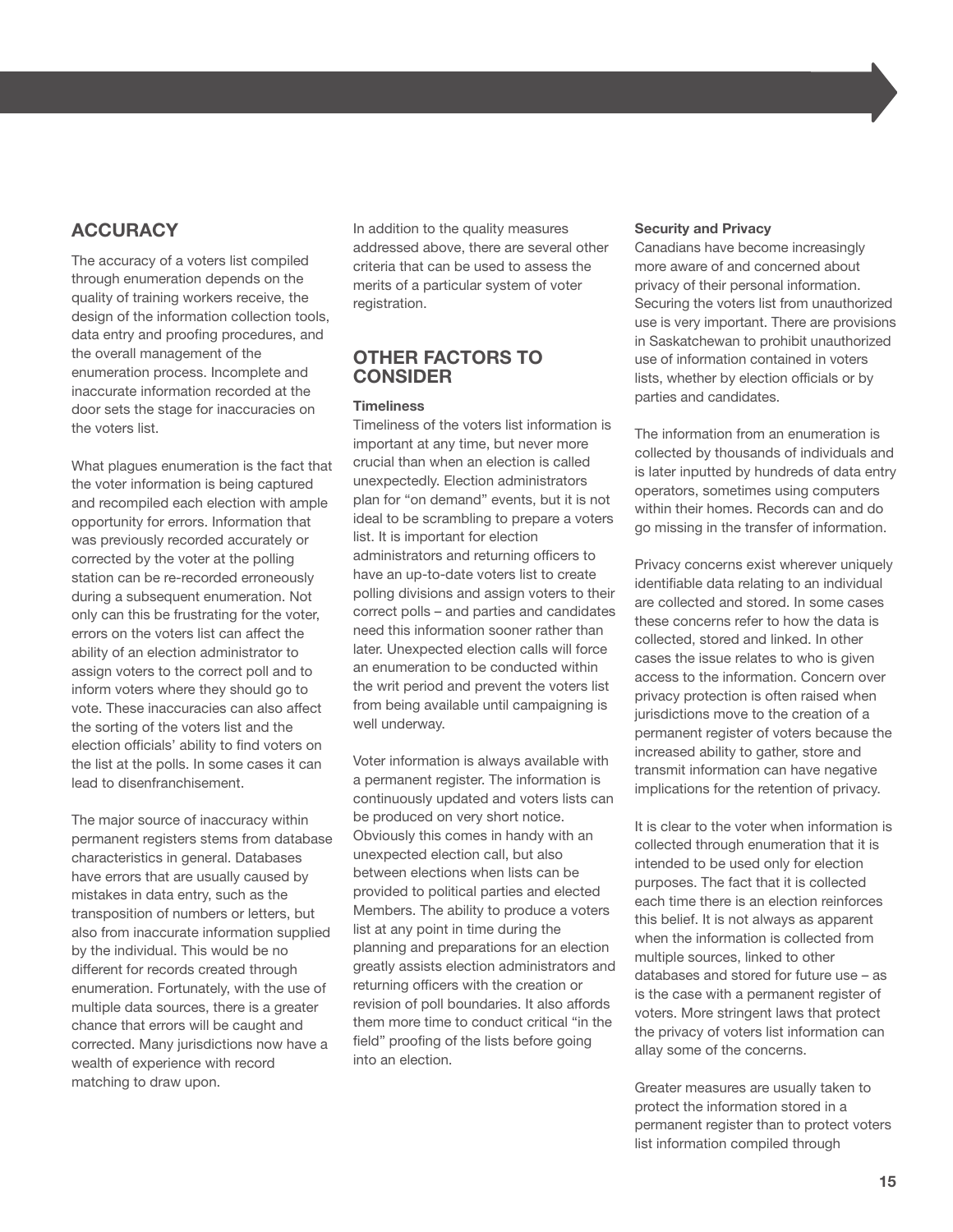## ACCURACY

The accuracy of a voters list compiled through enumeration depends on the quality of training workers receive, the design of the information collection tools, data entry and proofing procedures, and the overall management of the enumeration process. Incomplete and inaccurate information recorded at the door sets the stage for inaccuracies on the voters list.

What plagues enumeration is the fact that the voter information is being captured and recompiled each election with ample opportunity for errors. Information that was previously recorded accurately or corrected by the voter at the polling station can be re-recorded erroneously during a subsequent enumeration. Not only can this be frustrating for the voter, errors on the voters list can affect the ability of an election administrator to assign voters to the correct poll and to inform voters where they should go to vote. These inaccuracies can also affect the sorting of the voters list and the election officials' ability to find voters on the list at the polls. In some cases it can lead to disenfranchisement.

The major source of inaccuracy within permanent registers stems from database characteristics in general. Databases have errors that are usually caused by mistakes in data entry, such as the transposition of numbers or letters, but also from inaccurate information supplied by the individual. This would be no different for records created through enumeration. Fortunately, with the use of multiple data sources, there is a greater chance that errors will be caught and corrected. Many jurisdictions now have a wealth of experience with record matching to draw upon.

In addition to the quality measures addressed above, there are several other criteria that can be used to assess the merits of a particular system of voter registration.

## OTHER FACTORS TO CONSIDER

**Timeliness**

Timeliness of the voters list information is important at any time, but never more crucial than when an election is called unexpectedly. Election administrators plan for "on demand" events, but it is not ideal to be scrambling to prepare a voters list. It is important for election administrators and returning officers to have an up-to-date voters list to create polling divisions and assign voters to their correct polls – and parties and candidates need this information sooner rather than later. Unexpected election calls will force an enumeration to be conducted within the writ period and prevent the voters list from being available until campaigning is well underway.

Voter information is always available with a permanent register. The information is continuously updated and voters lists can be produced on very short notice. Obviously this comes in handy with an unexpected election call, but also between elections when lists can be provided to political parties and elected Members. The ability to produce a voters list at any point in time during the planning and preparations for an election greatly assists election administrators and returning officers with the creation or revision of poll boundaries. It also affords them more time to conduct critical "in the field" proofing of the lists before going into an election.

**Security and Privacy**

Canadians have become increasingly more aware of and concerned about privacy of their personal information. Securing the voters list from unauthorized use is very important. There are provisions in Saskatchewan to prohibit unauthorized use of information contained in voters lists, whether by election officials or by parties and candidates.

The information from an enumeration is collected by thousands of individuals and is later inputted by hundreds of data entry operators, sometimes using computers within their homes. Records can and do go missing in the transfer of information.

Privacy concerns exist wherever uniquely identifiable data relating to an individual are collected and stored. In some cases these concerns refer to how the data is collected, stored and linked. In other cases the issue relates to who is given access to the information. Concern over privacy protection is often raised when jurisdictions move to the creation of a permanent register of voters because the increased ability to gather, store and transmit information can have negative implications for the retention of privacy.

It is clear to the voter when information is collected through enumeration that it is intended to be used only for election purposes. The fact that it is collected each time there is an election reinforces this belief. It is not always as apparent when the information is collected from multiple sources, linked to other databases and stored for future use – as is the case with a permanent register of voters. More stringent laws that protect the privacy of voters list information can allay some of the concerns.

Greater measures are usually taken to protect the information stored in a permanent register than to protect voters list information compiled through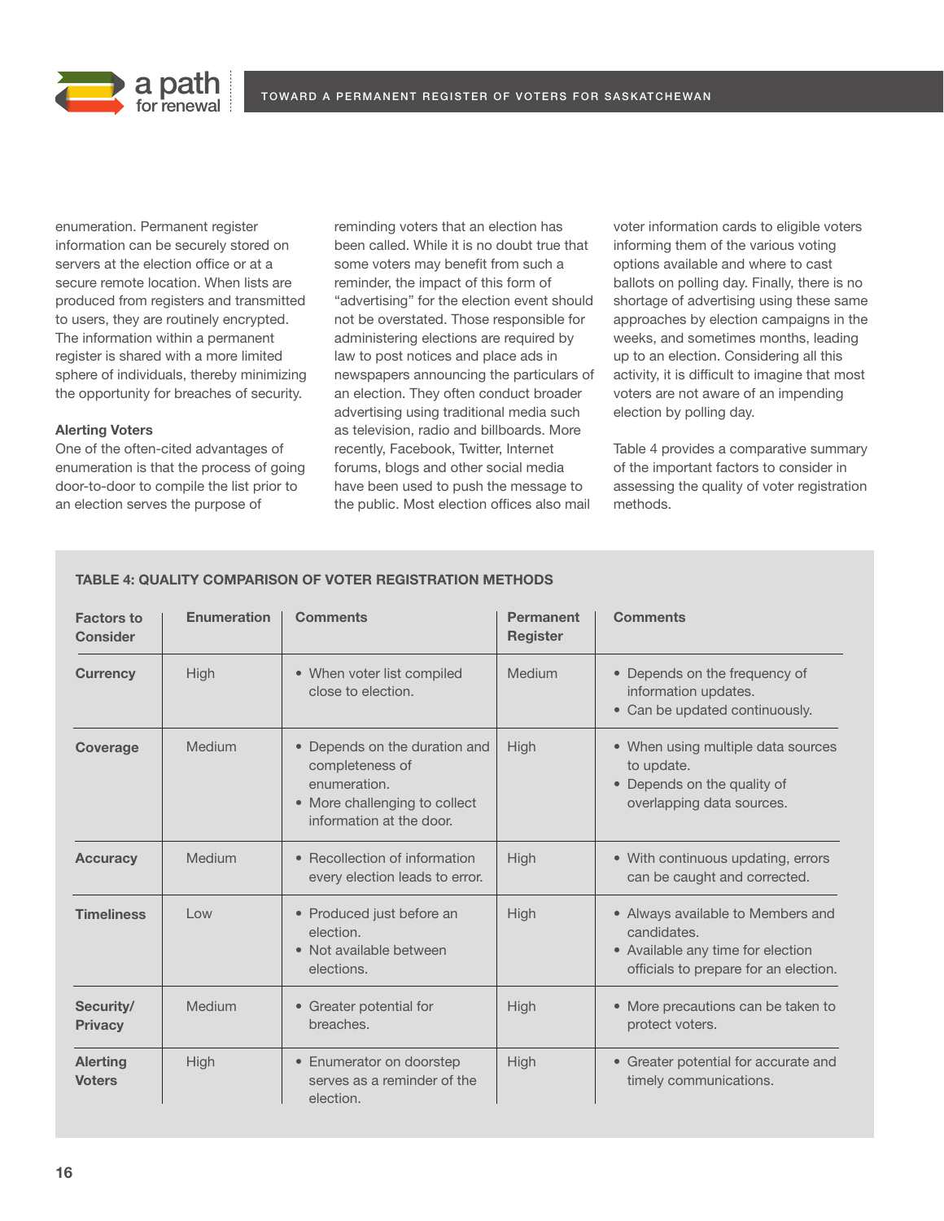enumeration. Permanent register information can be securely stored on servers at the election office or at a secure remote location. When lists are produced from registers and transmitted to users, they are routinely encrypted. The information within a permanent register is shared with a more limited sphere of individuals, thereby minimizing the opportunity for breaches of security.

**Alerting Voters**

One of the often-cited advantages of enumeration is that the process of going door-to-door to compile the list prior to an election serves the purpose of reminding voters that an election has been called. While it is no doubt true that some voters may benefit from such a reminder, the impact of this form of "advertising" for the election event should not be overstated. Those responsible for administering elections are required by law to post notices and place ads in newspapers announcing the particulars of an election. They often conduct broader advertising using traditional media such as television, radio and billboards. More recently, Facebook, Twitter, Internet forums, blogs and other social media have been used to push the message to the public. Most election offices also mail voter information cards to eligible voters informing them of the various voting options available and where to cast ballots on polling day. Finally, there is no shortage of advertising using these same approaches by election campaigns in the weeks, and sometimes months, leading up to an election. Considering all this activity, it is difficult to imagine that most voters are not aware of an impending election by polling day.

Table 4 provides a comparative summary of the important factors to consider in assessing the quality of voter registration methods.

**TABLE 4: QUALITY COMPARISON OF VOTER REGISTRATION METHODS**

| Factors to Consider | Enumeration | Comments | Permanent Register | Comments |
|---|---|---|---|---|
| **Currency** | High | • When voter list compiled close to election. | Medium | • Depends on the frequency of information updates.<br>• Can be updated continuously. |
| **Coverage** | Medium | • Depends on the duration and completeness of enumeration.<br>• More challenging to collect information at the door. | High | • When using multiple data sources to update.<br>• Depends on the quality of overlapping data sources. |
| **Accuracy** | Medium | • Recollection of information every election leads to error. | High | • With continuous updating, errors can be caught and corrected. |
| **Timeliness** | Low | • Produced just before an election.<br>• Not available between elections. | High | • Always available to Members and candidates.<br>• Available any time for election officials to prepare for an election. |
| **Security/ Privacy** | Medium | • Greater potential for breaches. | High | • More precautions can be taken to protect voters. |
| **Alerting Voters** | High | • Enumerator on doorstep serves as a reminder of the election. | High | • Greater potential for accurate and timely communications. |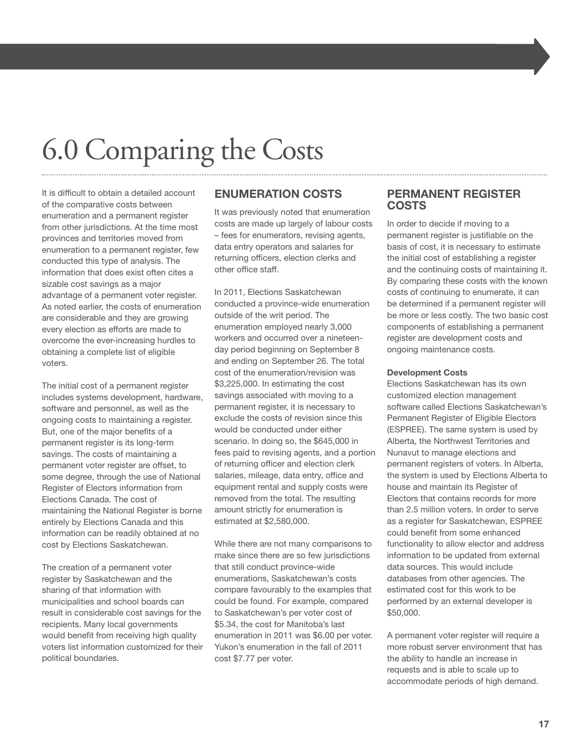# 6.0 Comparing the Costs

It is difficult to obtain a detailed account of the comparative costs between enumeration and a permanent register from other jurisdictions. At the time most provinces and territories moved from enumeration to a permanent register, few conducted this type of analysis. The information that does exist often cites a sizable cost savings as a major advantage of a permanent voter register. As noted earlier, the costs of enumeration are considerable and they are growing every election as efforts are made to overcome the ever-increasing hurdles to obtaining a complete list of eligible voters.

The initial cost of a permanent register includes systems development, hardware, software and personnel, as well as the ongoing costs to maintaining a register. But, one of the major benefits of a permanent register is its long-term savings. The costs of maintaining a permanent voter register are offset, to some degree, through the use of National Register of Electors information from Elections Canada. The cost of maintaining the National Register is borne entirely by Elections Canada and this information can be readily obtained at no cost by Elections Saskatchewan.

The creation of a permanent voter register by Saskatchewan and the sharing of that information with municipalities and school boards can result in considerable cost savings for the recipients. Many local governments would benefit from receiving high quality voters list information customized for their political boundaries.

## ENUMERATION COSTS

It was previously noted that enumeration costs are made up largely of labour costs – fees for enumerators, revising agents, data entry operators and salaries for returning officers, election clerks and other office staff.

In 2011, Elections Saskatchewan conducted a province-wide enumeration outside of the writ period. The enumeration employed nearly 3,000 workers and occurred over a nineteen-day period beginning on September 8 and ending on September 26. The total cost of the enumeration/revision was $3,225,000. In estimating the cost savings associated with moving to a permanent register, it is necessary to exclude the costs of revision since this would be conducted under either scenario. In doing so, the $645,000 in fees paid to revising agents, and a portion of returning officer and election clerk salaries, mileage, data entry, office and equipment rental and supply costs were removed from the total. The resulting amount strictly for enumeration is estimated at $2,580,000.

While there are not many comparisons to make since there are so few jurisdictions that still conduct province-wide enumerations, Saskatchewan's costs compare favourably to the examples that could be found. For example, compared to Saskatchewan's per voter cost of $5.34, the cost for Manitoba's last enumeration in 2011 was $6.00 per voter. Yukon's enumeration in the fall of 2011 cost $7.77 per voter.

## PERMANENT REGISTER COSTS

In order to decide if moving to a permanent register is justifiable on the basis of cost, it is necessary to estimate the initial cost of establishing a register and the continuing costs of maintaining it. By comparing these costs with the known costs of continuing to enumerate, it can be determined if a permanent register will be more or less costly. The two basic cost components of establishing a permanent register are development costs and ongoing maintenance costs.

**Development Costs**

Elections Saskatchewan has its own customized election management software called Elections Saskatchewan's Permanent Register of Eligible Electors (ESPREE). The same system is used by Alberta, the Northwest Territories and Nunavut to manage elections and permanent registers of voters. In Alberta, the system is used by Elections Alberta to house and maintain its Register of Electors that contains records for more than 2.5 million voters. In order to serve as a register for Saskatchewan, ESPREE could benefit from some enhanced functionality to allow elector and address information to be updated from external data sources. This would include databases from other agencies. The estimated cost for this work to be performed by an external developer is $50,000.

A permanent voter register will require a more robust server environment that has the ability to handle an increase in requests and is able to scale up to accommodate periods of high demand.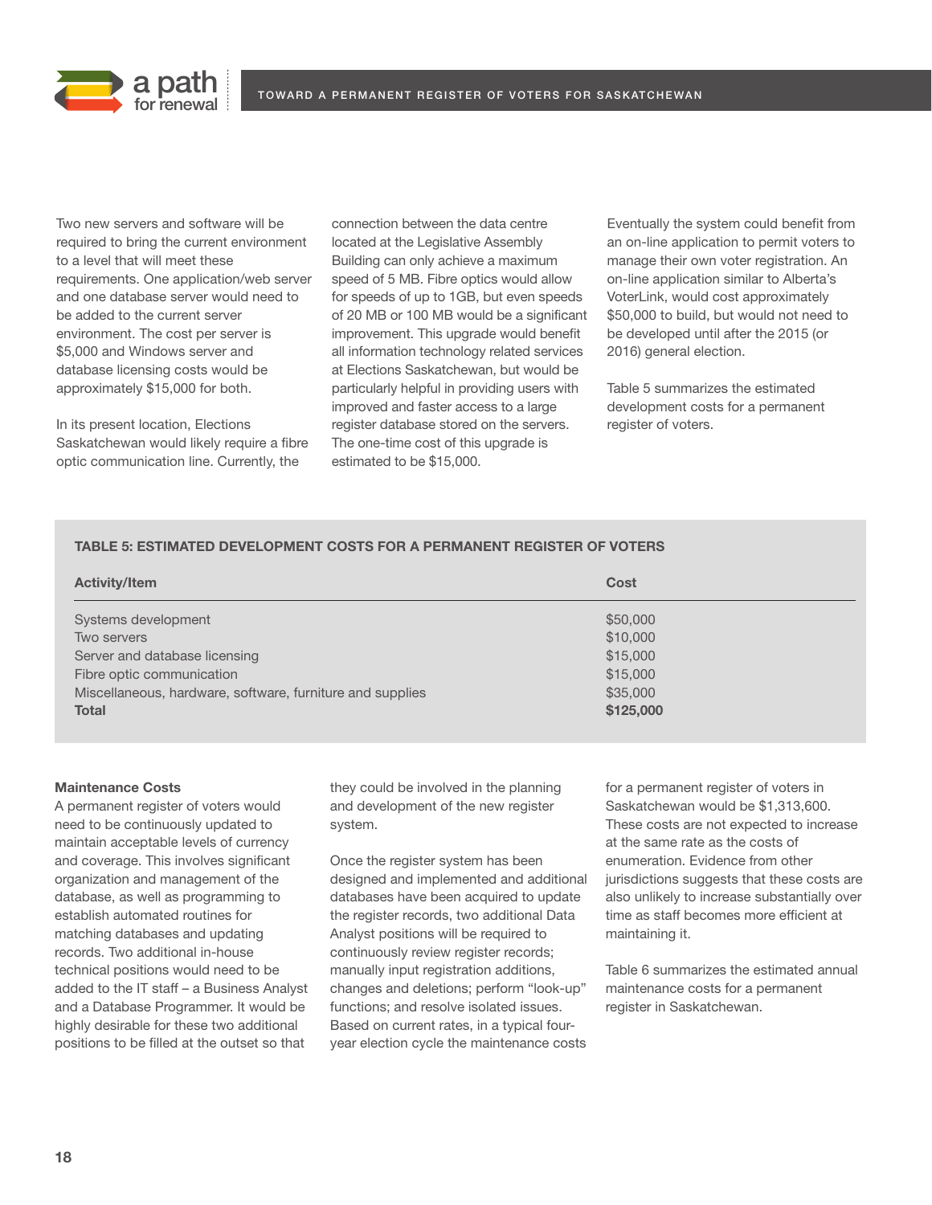Two new servers and software will be required to bring the current environment to a level that will meet these requirements. One application/web server and one database server would need to be added to the current server environment. The cost per server is $5,000 and Windows server and database licensing costs would be approximately $15,000 for both.

In its present location, Elections Saskatchewan would likely require a fibre optic communication line. Currently, the connection between the data centre located at the Legislative Assembly Building can only achieve a maximum speed of 5 MB. Fibre optics would allow for speeds of up to 1GB, but even speeds of 20 MB or 100 MB would be a significant improvement. This upgrade would benefit all information technology related services at Elections Saskatchewan, but would be particularly helpful in providing users with improved and faster access to a large register database stored on the servers. The one-time cost of this upgrade is estimated to be $15,000.

Eventually the system could benefit from an on-line application to permit voters to manage their own voter registration. An on-line application similar to Alberta's VoterLink, would cost approximately $50,000 to build, but would not need to be developed until after the 2015 (or 2016) general election.

Table 5 summarizes the estimated development costs for a permanent register of voters.

**TABLE 5: ESTIMATED DEVELOPMENT COSTS FOR A PERMANENT REGISTER OF VOTERS**

| Activity/Item | Cost |
|---|---|
| Systems development | $50,000 |
| Two servers | $10,000 |
| Server and database licensing | $15,000 |
| Fibre optic communication | $15,000 |
| Miscellaneous, hardware, software, furniture and supplies | $35,000 |
| **Total** | **$125,000** |

**Maintenance Costs**

A permanent register of voters would need to be continuously updated to maintain acceptable levels of currency and coverage. This involves significant organization and management of the database, as well as programming to establish automated routines for matching databases and updating records. Two additional in-house technical positions would need to be added to the IT staff – a Business Analyst and a Database Programmer. It would be highly desirable for these two additional positions to be filled at the outset so that they could be involved in the planning and development of the new register system.

Once the register system has been designed and implemented and additional databases have been acquired to update the register records, two additional Data Analyst positions will be required to continuously review register records; manually input registration additions, changes and deletions; perform "look-up" functions; and resolve isolated issues. Based on current rates, in a typical four-year election cycle the maintenance costs for a permanent register of voters in Saskatchewan would be $1,313,600. These costs are not expected to increase at the same rate as the costs of enumeration. Evidence from other jurisdictions suggests that these costs are also unlikely to increase substantially over time as staff becomes more efficient at maintaining it.

Table 6 summarizes the estimated annual maintenance costs for a permanent register in Saskatchewan.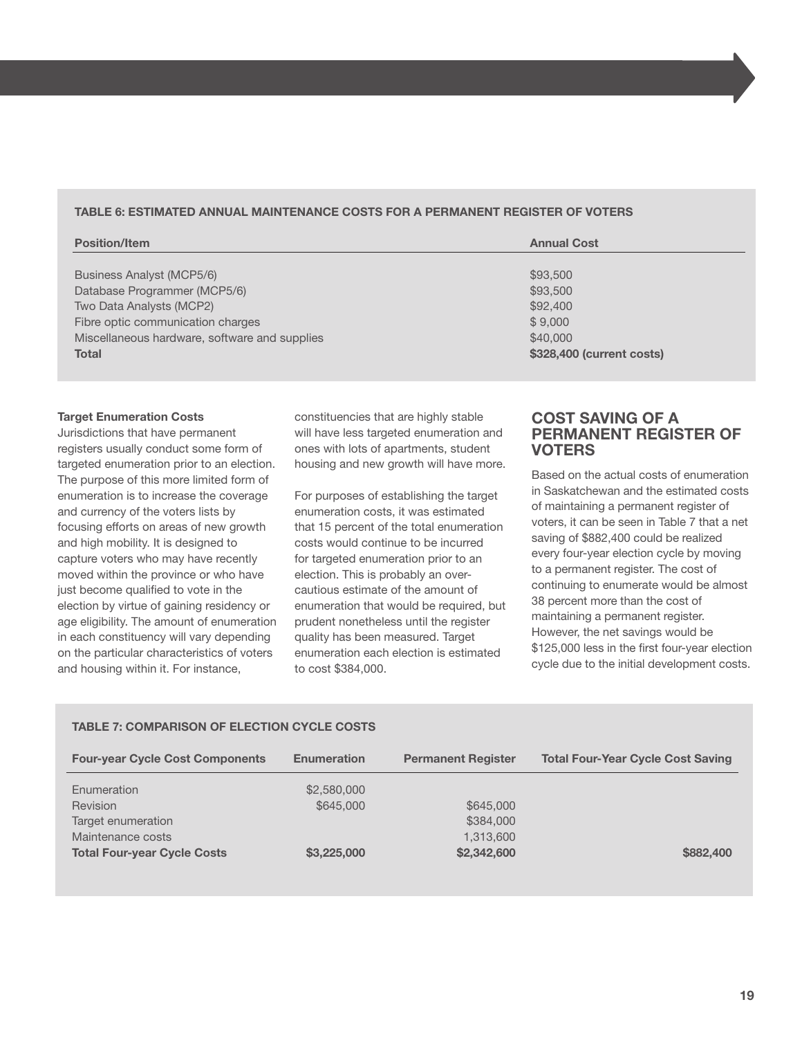**TABLE 6: ESTIMATED ANNUAL MAINTENANCE COSTS FOR A PERMANENT REGISTER OF VOTERS**

| Position/Item | Annual Cost |
|---|---|
| Business Analyst (MCP5/6) | $93,500 |
| Database Programmer (MCP5/6) | $93,500 |
| Two Data Analysts (MCP2) | $92,400 |
| Fibre optic communication charges | $ 9,000 |
| Miscellaneous hardware, software and supplies | $40,000 |
| **Total** | **$328,400 (current costs)** |

**Target Enumeration Costs**

Jurisdictions that have permanent registers usually conduct some form of targeted enumeration prior to an election. The purpose of this more limited form of enumeration is to increase the coverage and currency of the voters lists by focusing efforts on areas of new growth and high mobility. It is designed to capture voters who may have recently moved within the province or who have just become qualified to vote in the election by virtue of gaining residency or age eligibility. The amount of enumeration in each constituency will vary depending on the particular characteristics of voters and housing within it. For instance, constituencies that are highly stable will have less targeted enumeration and ones with lots of apartments, student housing and new growth will have more.

For purposes of establishing the target enumeration costs, it was estimated that 15 percent of the total enumeration costs would continue to be incurred for targeted enumeration prior to an election. This is probably an over-cautious estimate of the amount of enumeration that would be required, but prudent nonetheless until the register quality has been measured. Target enumeration each election is estimated to cost $384,000.

## COST SAVING OF A PERMANENT REGISTER OF VOTERS

Based on the actual costs of enumeration in Saskatchewan and the estimated costs of maintaining a permanent register of voters, it can be seen in Table 7 that a net saving of $882,400 could be realized every four-year election cycle by moving to a permanent register. The cost of continuing to enumerate would be almost 38 percent more than the cost of maintaining a permanent register. However, the net savings would be $125,000 less in the first four-year election cycle due to the initial development costs.

**TABLE 7: COMPARISON OF ELECTION CYCLE COSTS**

| Four-year Cycle Cost Components | Enumeration | Permanent Register | Total Four-Year Cycle Cost Saving |
|---|---|---|---|
| Enumeration | $2,580,000 | | |
| Revision | $645,000 | $645,000 | |
| Target enumeration | | $384,000 | |
| Maintenance costs | | 1,313,600 | |
| **Total Four-year Cycle Costs** | **$3,225,000** | **$2,342,600** | **$882,400** |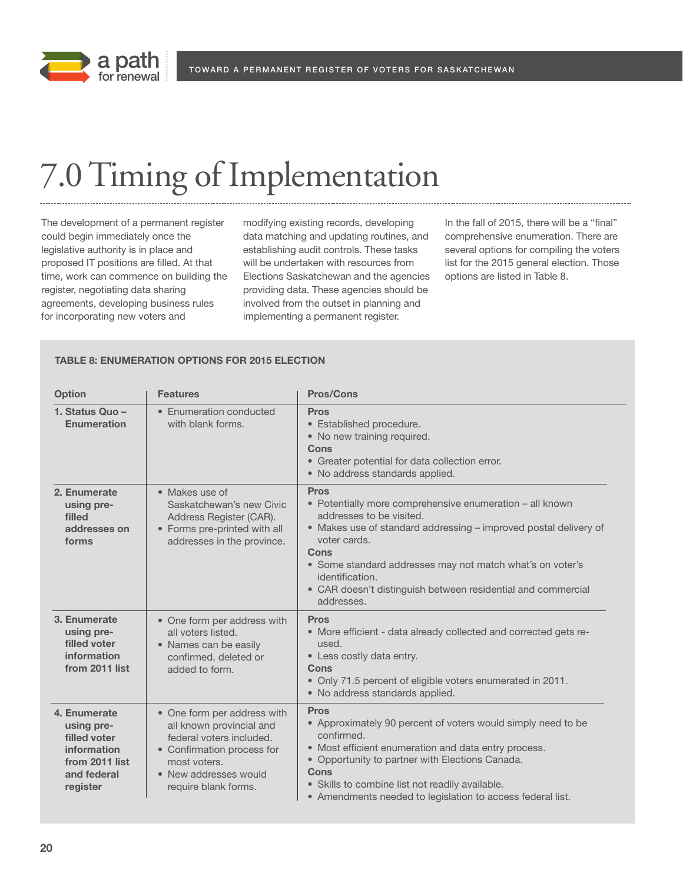# 7.0 Timing of Implementation

The development of a permanent register could begin immediately once the legislative authority is in place and proposed IT positions are filled. At that time, work can commence on building the register, negotiating data sharing agreements, developing business rules for incorporating new voters and modifying existing records, developing data matching and updating routines, and establishing audit controls. These tasks will be undertaken with resources from Elections Saskatchewan and the agencies providing data. These agencies should be involved from the outset in planning and implementing a permanent register.

In the fall of 2015, there will be a "final" comprehensive enumeration. There are several options for compiling the voters list for the 2015 general election. Those options are listed in Table 8.

**TABLE 8: ENUMERATION OPTIONS FOR 2015 ELECTION**

| Option | Features | Pros/Cons |
|---|---|---|
| **1. Status Quo – Enumeration** | • Enumeration conducted with blank forms. | **Pros**<br>• Established procedure.<br>• No new training required.<br>**Cons**<br>• Greater potential for data collection error.<br>• No address standards applied. |
| **2. Enumerate using pre-filled addresses on forms** | • Makes use of Saskatchewan's new Civic Address Register (CAR).<br>• Forms pre-printed with all addresses in the province. | **Pros**<br>• Potentially more comprehensive enumeration – all known addresses to be visited.<br>• Makes use of standard addressing – improved postal delivery of voter cards.<br>**Cons**<br>• Some standard addresses may not match what's on voter's identification.<br>• CAR doesn't distinguish between residential and commercial addresses. |
| **3. Enumerate using pre-filled voter information from 2011 list** | • One form per address with all voters listed.<br>• Names can be easily confirmed, deleted or added to form. | **Pros**<br>• More efficient - data already collected and corrected gets re-used.<br>• Less costly data entry.<br>**Cons**<br>• Only 71.5 percent of eligible voters enumerated in 2011.<br>• No address standards applied. |
| **4. Enumerate using pre-filled voter information from 2011 list and federal register** | • One form per address with all known provincial and federal voters included.<br>• Confirmation process for most voters.<br>• New addresses would require blank forms. | **Pros**<br>• Approximately 90 percent of voters would simply need to be confirmed.<br>• Most efficient enumeration and data entry process.<br>• Opportunity to partner with Elections Canada.<br>**Cons**<br>• Skills to combine list not readily available.<br>• Amendments needed to legislation to access federal list. |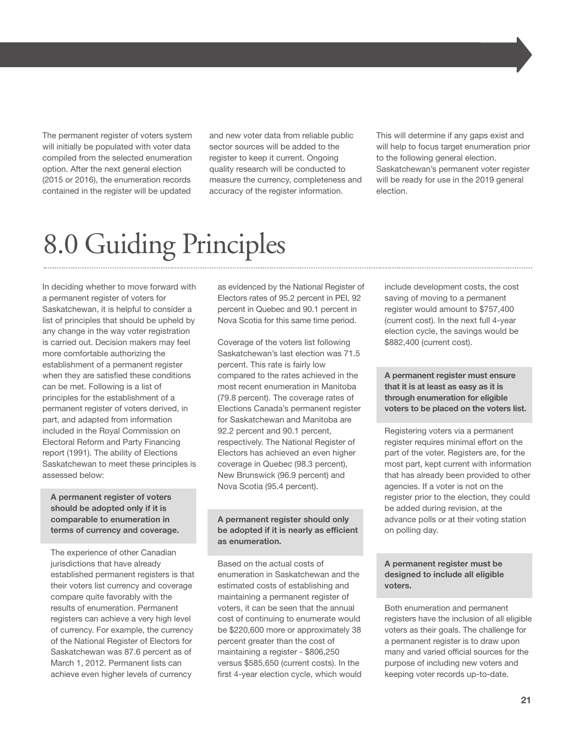The permanent register of voters system will initially be populated with voter data compiled from the selected enumeration option. After the next general election (2015 or 2016), the enumeration records contained in the register will be updated and new voter data from reliable public sector sources will be added to the register to keep it current. Ongoing quality research will be conducted to measure the currency, completeness and accuracy of the register information. This will determine if any gaps exist and will help to focus target enumeration prior to the following general election. Saskatchewan's permanent voter register will be ready for use in the 2019 general election.

# 8.0 Guiding Principles

In deciding whether to move forward with a permanent register of voters for Saskatchewan, it is helpful to consider a list of principles that should be upheld by any change in the way voter registration is carried out. Decision makers may feel more comfortable authorizing the establishment of a permanent register when they are satisfied these conditions can be met. Following is a list of principles for the establishment of a permanent register of voters derived, in part, and adapted from information included in the Royal Commission on Electoral Reform and Party Financing report (1991). The ability of Elections Saskatchewan to meet these principles is assessed below:

**A permanent register of voters should be adopted only if it is comparable to enumeration in terms of currency and coverage.**

The experience of other Canadian jurisdictions that have already established permanent registers is that their voters list currency and coverage compare quite favorably with the results of enumeration. Permanent registers can achieve a very high level of currency. For example, the currency of the National Register of Electors for Saskatchewan was 87.6 percent as of March 1, 2012. Permanent lists can achieve even higher levels of currency as evidenced by the National Register of Electors rates of 95.2 percent in PEI, 92 percent in Quebec and 90.1 percent in Nova Scotia for this same time period.

Coverage of the voters list following Saskatchewan's last election was 71.5 percent. This rate is fairly low compared to the rates achieved in the most recent enumeration in Manitoba (79.8 percent). The coverage rates of Elections Canada's permanent register for Saskatchewan and Manitoba are 92.2 percent and 90.1 percent, respectively. The National Register of Electors has achieved an even higher coverage in Quebec (98.3 percent), New Brunswick (96.9 percent) and Nova Scotia (95.4 percent).

**A permanent register should only be adopted if it is nearly as efficient as enumeration.**

Based on the actual costs of enumeration in Saskatchewan and the estimated costs of establishing and maintaining a permanent register of voters, it can be seen that the annual cost of continuing to enumerate would be $220,600 more or approximately 38 percent greater than the cost of maintaining a register - $806,250 versus $585,650 (current costs). In the first 4-year election cycle, which would include development costs, the cost saving of moving to a permanent register would amount to $757,400 (current cost). In the next full 4-year election cycle, the savings would be $882,400 (current cost).

**A permanent register must ensure that it is at least as easy as it is through enumeration for eligible voters to be placed on the voters list.**

Registering voters via a permanent register requires minimal effort on the part of the voter. Registers are, for the most part, kept current with information that has already been provided to other agencies. If a voter is not on the register prior to the election, they could be added during revision, at the advance polls or at their voting station on polling day.

**A permanent register must be designed to include all eligible voters.**

Both enumeration and permanent registers have the inclusion of all eligible voters as their goals. The challenge for a permanent register is to draw upon many and varied official sources for the purpose of including new voters and keeping voter records up-to-date.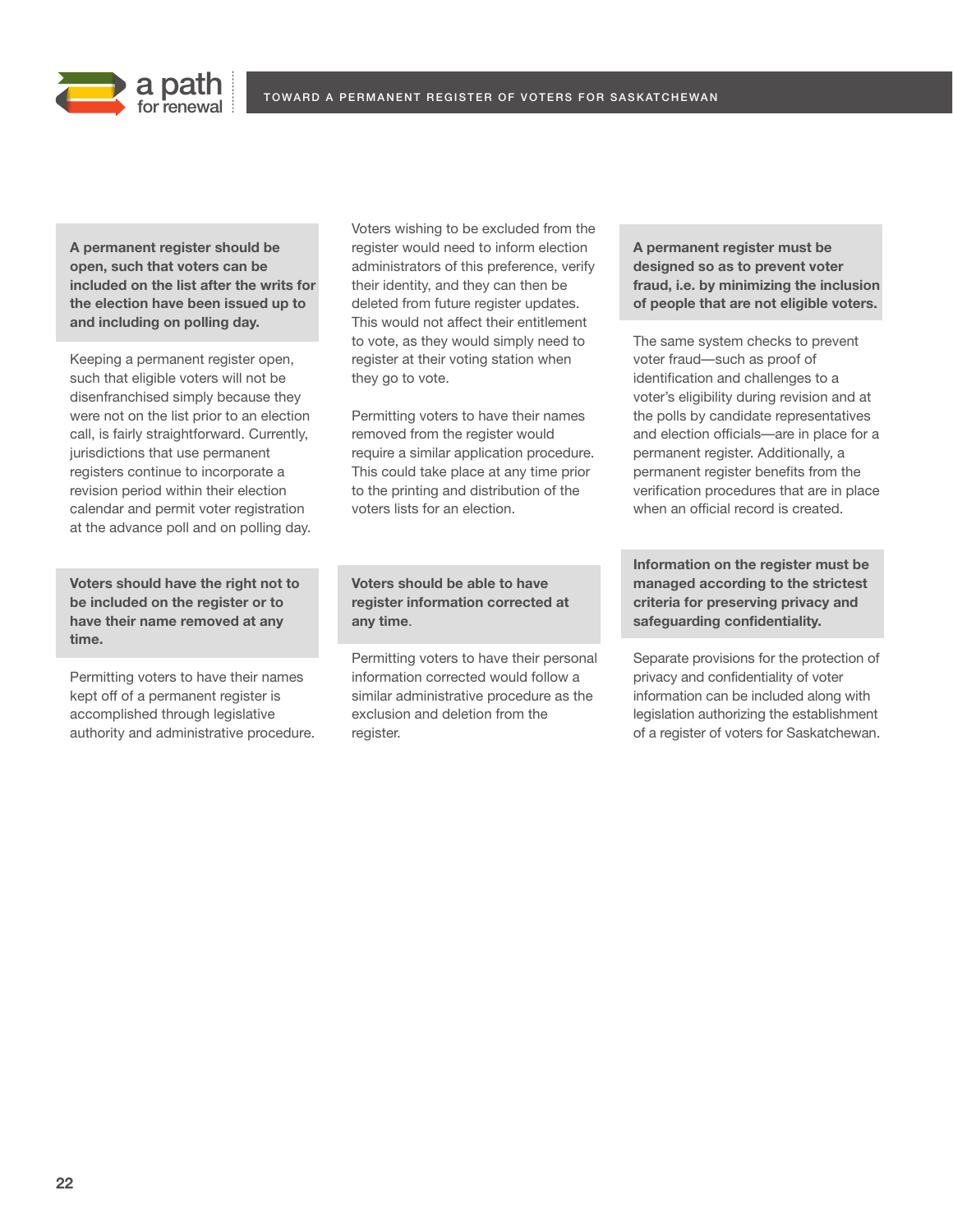**A permanent register should be open, such that voters can be included on the list after the writs for the election have been issued up to and including on polling day.**

Keeping a permanent register open, such that eligible voters will not be disenfranchised simply because they were not on the list prior to an election call, is fairly straightforward. Currently, jurisdictions that use permanent registers continue to incorporate a revision period within their election calendar and permit voter registration at the advance poll and on polling day.

**Voters should have the right not to be included on the register or to have their name removed at any time.**

Permitting voters to have their names kept off of a permanent register is accomplished through legislative authority and administrative procedure.

Voters wishing to be excluded from the register would need to inform election administrators of this preference, verify their identity, and they can then be deleted from future register updates. This would not affect their entitlement to vote, as they would simply need to register at their voting station when they go to vote.

Permitting voters to have their names removed from the register would require a similar application procedure. This could take place at any time prior to the printing and distribution of the voters lists for an election.

**Voters should be able to have register information corrected at any time.**

Permitting voters to have their personal information corrected would follow a similar administrative procedure as the exclusion and deletion from the register.

**A permanent register must be designed so as to prevent voter fraud, i.e. by minimizing the inclusion of people that are not eligible voters.**

The same system checks to prevent voter fraud—such as proof of identification and challenges to a voter's eligibility during revision and at the polls by candidate representatives and election officials—are in place for a permanent register. Additionally, a permanent register benefits from the verification procedures that are in place when an official record is created.

**Information on the register must be managed according to the strictest criteria for preserving privacy and safeguarding confidentiality.**

Separate provisions for the protection of privacy and confidentiality of voter information can be included along with legislation authorizing the establishment of a register of voters for Saskatchewan.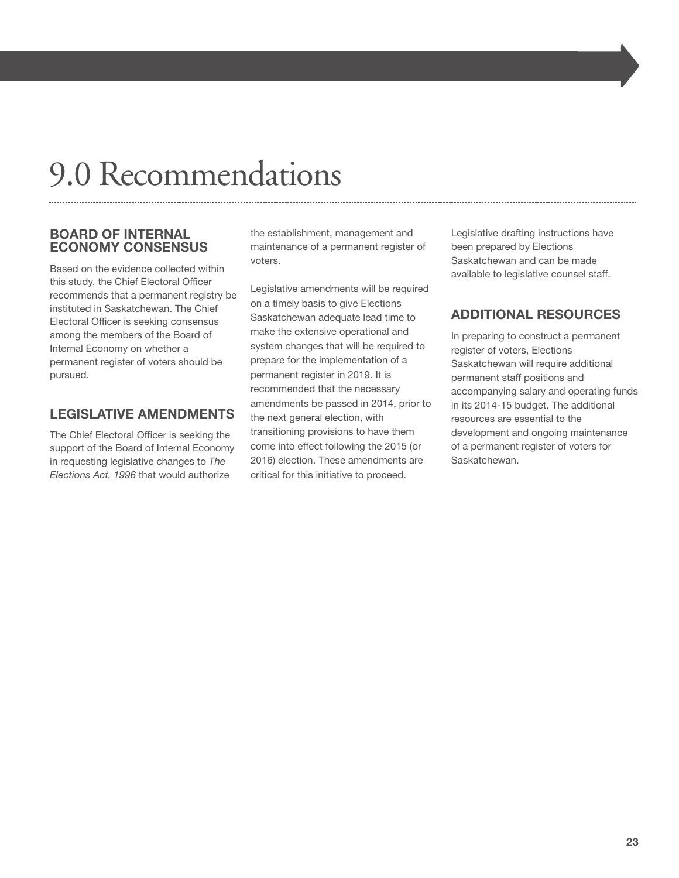# 9.0 Recommendations

## BOARD OF INTERNAL ECONOMY CONSENSUS

Based on the evidence collected within this study, the Chief Electoral Officer recommends that a permanent registry be instituted in Saskatchewan. The Chief Electoral Officer is seeking consensus among the members of the Board of Internal Economy on whether a permanent register of voters should be pursued.

## LEGISLATIVE AMENDMENTS

The Chief Electoral Officer is seeking the support of the Board of Internal Economy in requesting legislative changes to *The Elections Act, 1996* that would authorize the establishment, management and maintenance of a permanent register of voters.

Legislative amendments will be required on a timely basis to give Elections Saskatchewan adequate lead time to make the extensive operational and system changes that will be required to prepare for the implementation of a permanent register in 2019. It is recommended that the necessary amendments be passed in 2014, prior to the next general election, with transitioning provisions to have them come into effect following the 2015 (or 2016) election. These amendments are critical for this initiative to proceed.

Legislative drafting instructions have been prepared by Elections Saskatchewan and can be made available to legislative counsel staff.

## ADDITIONAL RESOURCES

In preparing to construct a permanent register of voters, Elections Saskatchewan will require additional permanent staff positions and accompanying salary and operating funds in its 2014-15 budget. The additional resources are essential to the development and ongoing maintenance of a permanent register of voters for Saskatchewan.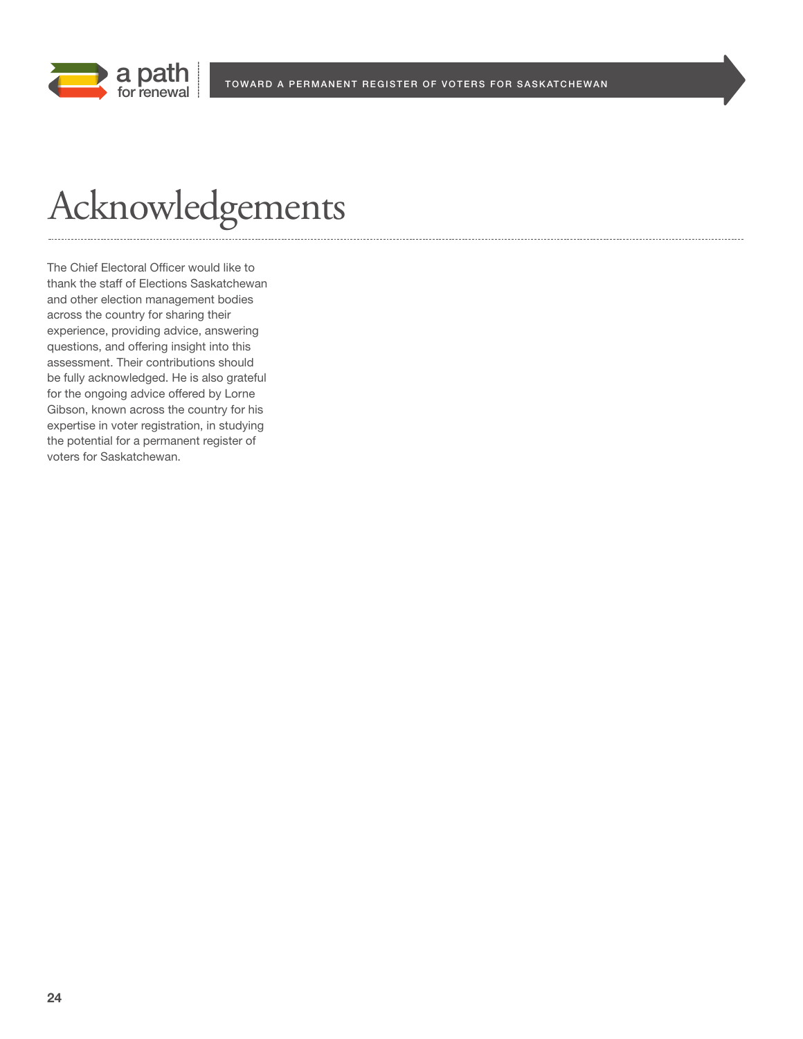# Acknowledgements

The Chief Electoral Officer would like to thank the staff of Elections Saskatchewan and other election management bodies across the country for sharing their experience, providing advice, answering questions, and offering insight into this assessment. Their contributions should be fully acknowledged. He is also grateful for the ongoing advice offered by Lorne Gibson, known across the country for his expertise in voter registration, in studying the potential for a permanent register of voters for Saskatchewan.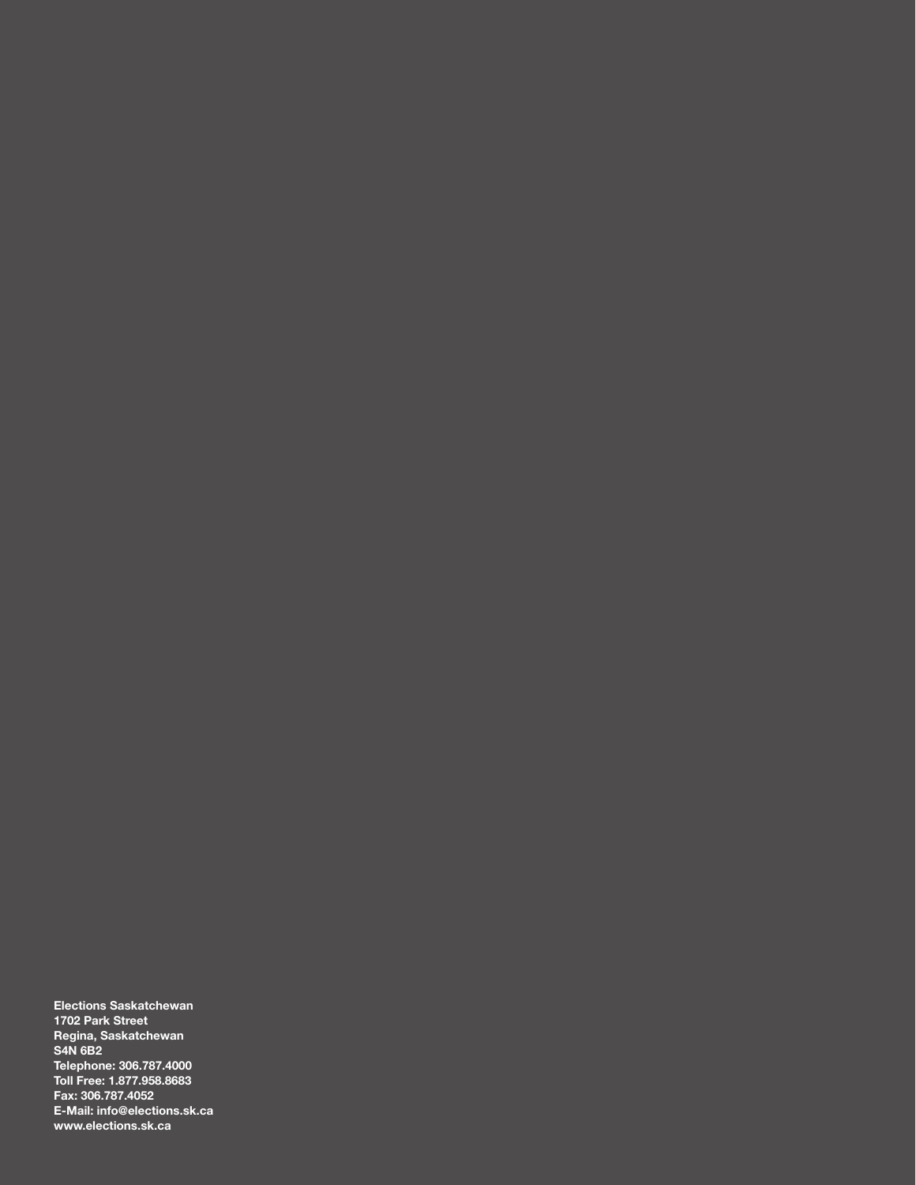**Elections Saskatchewan**
**1702 Park Street**
**Regina, Saskatchewan**
**S4N 6B2**
**Telephone: 306.787.4000**
**Toll Free: 1.877.958.8683**
**Fax: 306.787.4052**
**E-Mail: info@elections.sk.ca**
**www.elections.sk.ca**